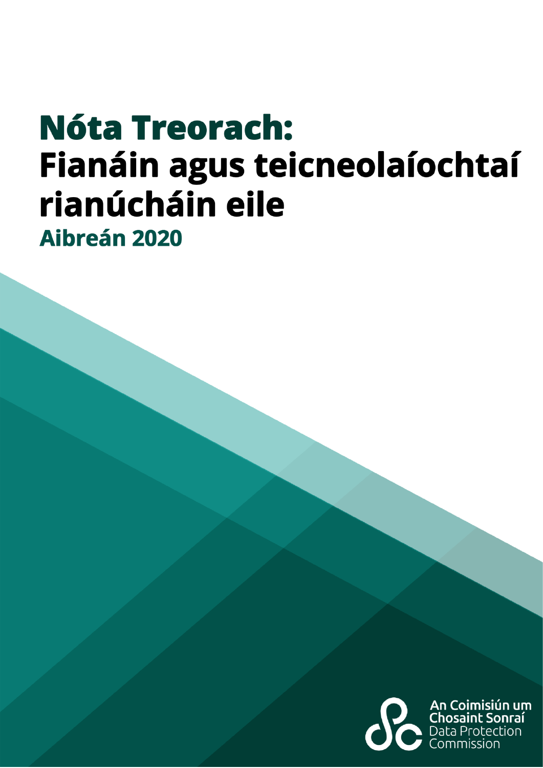# Nóta Treorach: Fianáin agus teicneolaíochtaí rianúcháin eile

**Aibreán 2020**

An Coimisiún um Chosaint Sonraí
Data Protection Commission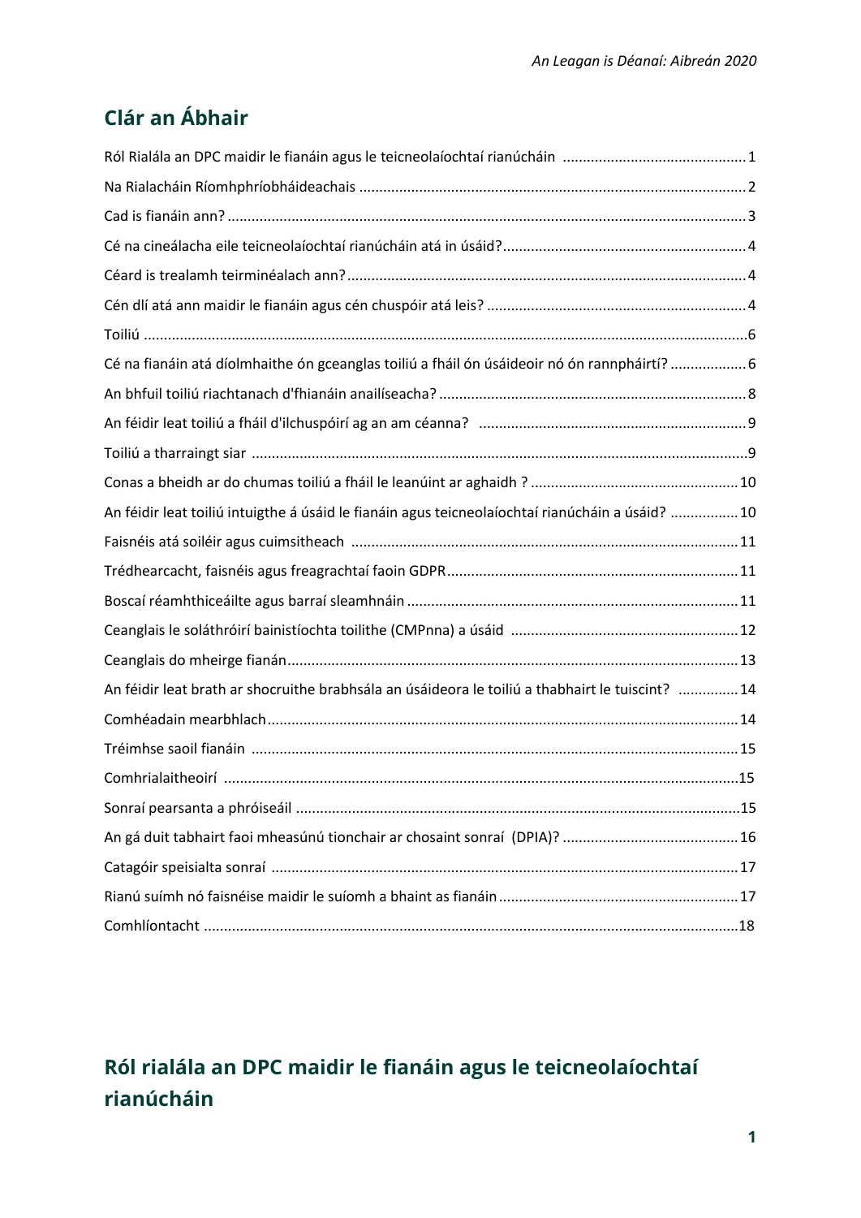## Clár an Ábhair

- Ról Rialála an DPC maidir le fianáin agus le teicneolaíochtaí rianúcháin ... 1
- Na Rialacháin Ríomhphríobháideachais ... 2
- Cad is fianáin ann? ... 3
- Cé na cineálacha eile teicneolaíochtaí rianúcháin atá in úsáid? ... 4
- Céard is trealamh teirminéalach ann? ... 4
- Cén dlí atá ann maidir le fianáin agus cén chuspóir atá leis? ... 4
- Toiliú ... 6
- Cé na fianáin atá díolmhaithe ón gceanglas toiliú a fháil ón úsáideoir nó ón rannpháirtí? ... 6
- An bhfuil toiliú riachtanach d'fhianáin anailíseacha? ... 8
- An féidir leat toiliú a fháil d'ilchuspóirí ag an am céanna? ... 9
- Toiliú a tharraingt siar ... 9
- Conas a bheidh ar do chumas toiliú a fháil le leanúint ar aghaidh ? ... 10
- An féidir leat toiliú intuigthe á úsáid le fianáin agus teicneolaíochtaí rianúcháin a úsáid? ... 10
- Faisnéis atá soiléir agus cuimsitheach ... 11
- Trédhearcacht, faisnéis agus freagrachtaí faoin GDPR ... 11
- Boscaí réamhthiceáilte agus barraí sleamhnáin ... 11
- Ceanglais le soláthróirí bainistíochta toilithe (CMPnna) a úsáid ... 12
- Ceanglais do mheirge fianán ... 13
- An féidir leat brath ar shocruithe brabhsála an úsáideora le toiliú a thabhairt le tuiscint? ... 14
- Comhéadain mearbhlach ... 14
- Tréimhse saoil fianáin ... 15
- Comhrialaitheoirí ... 15
- Sonraí pearsanta a phróiseáil ... 15
- An gá duit tabhairt faoi mheasúnú tionchair ar chosaint sonraí (DPIA)? ... 16
- Catagóir speisialta sonraí ... 17
- Rianú suímh nó faisnéise maidir le suíomh a bhaint as fianáin ... 17
- Comhlíontacht ... 18

## Ról rialála an DPC maidir le fianáin agus le teicneolaíochtaí rianúcháin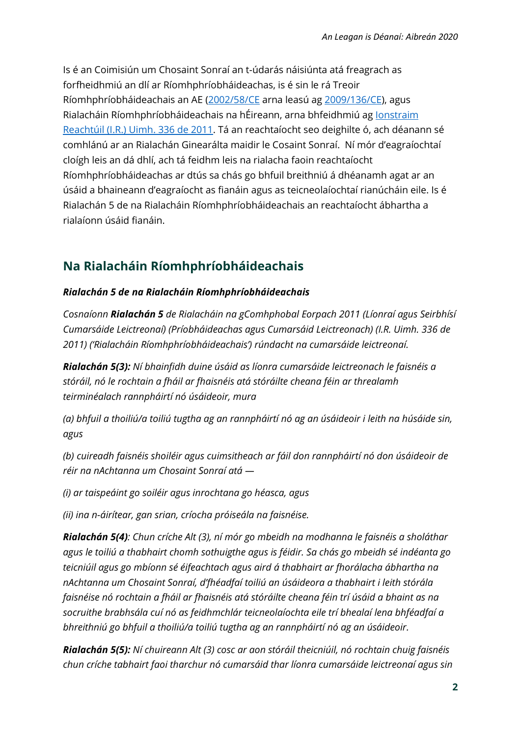Is é an Coimisiún um Chosaint Sonraí an t-údarás náisiúnta atá freagrach as forfheidhmiú an dlí ar Ríomhphríobháideachas, is é sin le rá Treoir Ríomhphríobháideachais an AE (2002/58/CE arna leasú ag 2009/136/CE), agus Rialacháin Ríomhphríobháideachais na hÉireann, arna bhfeidhmiú ag Ionstraim Reachtúil (I.R.) Uimh. 336 de 2011. Tá an reachtaíocht seo deighilte ó, ach déanann sé comhlánú ar an Rialachán Ginearálta maidir le Cosaint Sonraí. Ní mór d'eagraíochtaí cloígh leis an dá dhlí, ach tá feidhm leis na rialacha faoin reachtaíocht Ríomhphríobháideachas ar dtús sa chás go bhfuil breithniú á dhéanamh agat ar an úsáid a bhaineann d'eagraíocht as fianáin agus as teicneolaíochtaí rianúcháin eile. Is é Rialachán 5 de na Rialacháin Ríomhphríobháideachais an reachtaíocht ábhartha a rialaíonn úsáid fianáin.

## Na Rialacháin Ríomhphríobháideachais

***Rialachán 5 de na Rialacháin Ríomhphríobháideachais***

*Cosnaíonn **Rialachán 5** de Rialacháin na gComhphobal Eorpach 2011 (Líonraí agus Seirbhísí Cumarsáide Leictreonaí) (Príobháideachas agus Cumarsáid Leictreonach) (I.R. Uimh. 336 de 2011) ('Rialacháin Ríomhphríobháideachais') rúndacht na cumarsáide leictreonaí.*

***Rialachán 5(3):** Ní bhainfidh duine úsáid as líonra cumarsáide leictreonach le faisnéis a stóráil, nó le rochtain a fháil ar fhaisnéis atá stóráilte cheana féin ar threalamh teirminéalach rannpháirtí nó úsáideoir, mura*

*(a) bhfuil a thoiliú/a toiliú tugtha ag an rannpháirtí nó ag an úsáideoir i leith na húsáide sin, agus*

*(b) cuireadh faisnéis shoiléir agus cuimsitheach ar fáil don rannpháirtí nó don úsáideoir de réir na nAchtanna um Chosaint Sonraí atá —*

*(i) ar taispeáint go soiléir agus inrochtana go héasca, agus*

*(ii) ina n-áirítear, gan srian, críocha próiseála na faisnéise.*

***Rialachán 5(4)**: Chun críche Alt (3), ní mór go mbeidh na modhanna le faisnéis a sholáthar agus le toiliú a thabhairt chomh sothuigthe agus is féidir. Sa chás go mbeidh sé indéanta go teicniúil agus go mbíonn sé éifeachtach agus aird á thabhairt ar fhorálacha ábhartha na nAchtanna um Chosaint Sonraí, d'fhéadfaí toiliú an úsáideora a thabhairt i leith stórála faisnéise nó rochtain a fháil ar fhaisnéis atá stóráilte cheana féin trí úsáid a bhaint as na socruithe brabhsála cuí nó as feidhmchlár teicneolaíochta eile trí bhealaí lena bhféadfaí a bhreithniú go bhfuil a thoiliú/a toiliú tugtha ag an rannpháirtí nó ag an úsáideoir.*

***Rialachán 5(5):** Ní chuireann Alt (3) cosc ar aon stóráil theicniúil, nó rochtain chuig faisnéis chun críche tabhairt faoi tharchur nó cumarsáid thar líonra cumarsáide leictreonaí agus sin*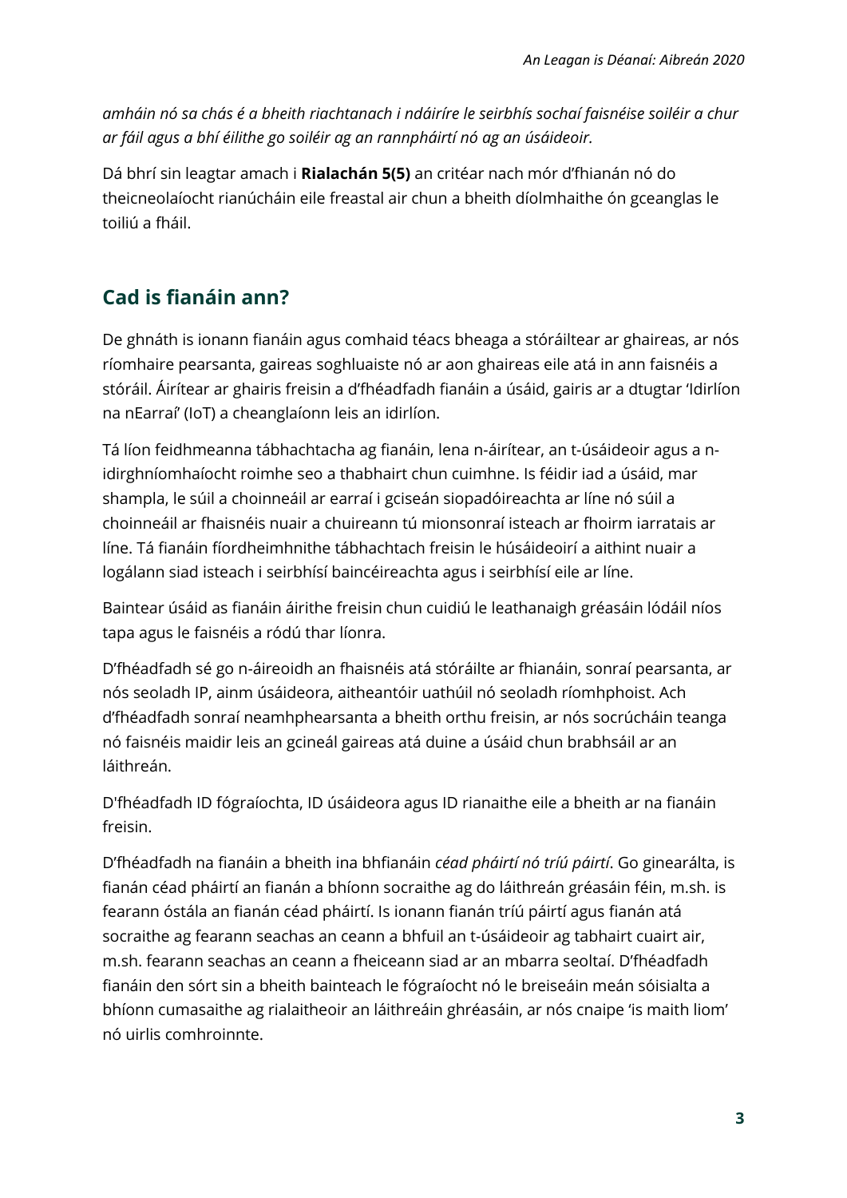*amháin nó sa chás é a bheith riachtanach i ndáiríre le seirbhís sochaí faisnéise soiléir a chur ar fáil agus a bhí éilithe go soiléir ag an rannpháirtí nó ag an úsáideoir.*

Dá bhrí sin leagtar amach i **Rialachán 5(5)** an critéar nach mór d'fhianán nó do theicneolaíocht rianúcháin eile freastal air chun a bheith díolmhaithe ón gceanglas le toiliú a fháil.

## Cad is fianáin ann?

De ghnáth is ionann fianáin agus comhaid téacs bheaga a stóráiltear ar ghaireas, ar nós ríomhaire pearsanta, gaireas soghluaiste nó ar aon ghaireas eile atá in ann faisnéis a stóráil. Áirítear ar ghairis freisin a d'fhéadfadh fianáin a úsáid, gairis ar a dtugtar 'Idirlíon na nEarraí' (IoT) a cheanglaíonn leis an idirlíon.

Tá líon feidhmeanna tábhachtacha ag fianáin, lena n-áirítear, an t-úsáideoir agus a n-idirghníomhaíocht roimhe seo a thabhairt chun cuimhne. Is féidir iad a úsáid, mar shampla, le súil a choinneáil ar earraí i gciseán siopadóireachta ar líne nó súil a choinneáil ar fhaisnéis nuair a chuireann tú mionsonraí isteach ar fhoirm iarratais ar líne. Tá fianáin fíordheimhnithe tábhachtach freisin le húsáideoirí a aithint nuair a logálann siad isteach i seirbhísí baincéireachta agus i seirbhísí eile ar líne.

Baintear úsáid as fianáin áirithe freisin chun cuidiú le leathanaigh gréasáin lódáil níos tapa agus le faisnéis a ródú thar líonra.

D'fhéadfadh sé go n-áireoidh an fhaisnéis atá stóráilte ar fhianáin, sonraí pearsanta, ar nós seoladh IP, ainm úsáideora, aitheantóir uathúil nó seoladh ríomhphoist. Ach d'fhéadfadh sonraí neamhphearsanta a bheith orthu freisin, ar nós socrúcháin teanga nó faisnéis maidir leis an gcineál gaireas atá duine a úsáid chun brabhsáil ar an láithreán.

D'fhéadfadh ID fógraíochta, ID úsáideora agus ID rianaithe eile a bheith ar na fianáin freisin.

D'fhéadfadh na fianáin a bheith ina bhfianáin *céad pháirtí nó tríú páirtí*. Go ginearálta, is fianán céad pháirtí an fianán a bhíonn socraithe ag do láithreán gréasáin féin, m.sh. is fearann óstála an fianán céad páirtí. Is ionann fianán tríú páirtí agus fianán atá socraithe ag fearann seachas an ceann a bhfuil an t-úsáideoir ag tabhairt cuairt air, m.sh. fearann seachas an ceann a fheiceann siad ar an mbarra seoltaí. D'fhéadfadh fianáin den sórt sin a bheith bainteach le fógraíocht nó le breiseáin meán sóisialta a bhíonn cumasaithe ag rialaitheoir an láithreáin ghréasáin, ar nós cnaipe 'is maith liom' nó uirlis comhroinnte.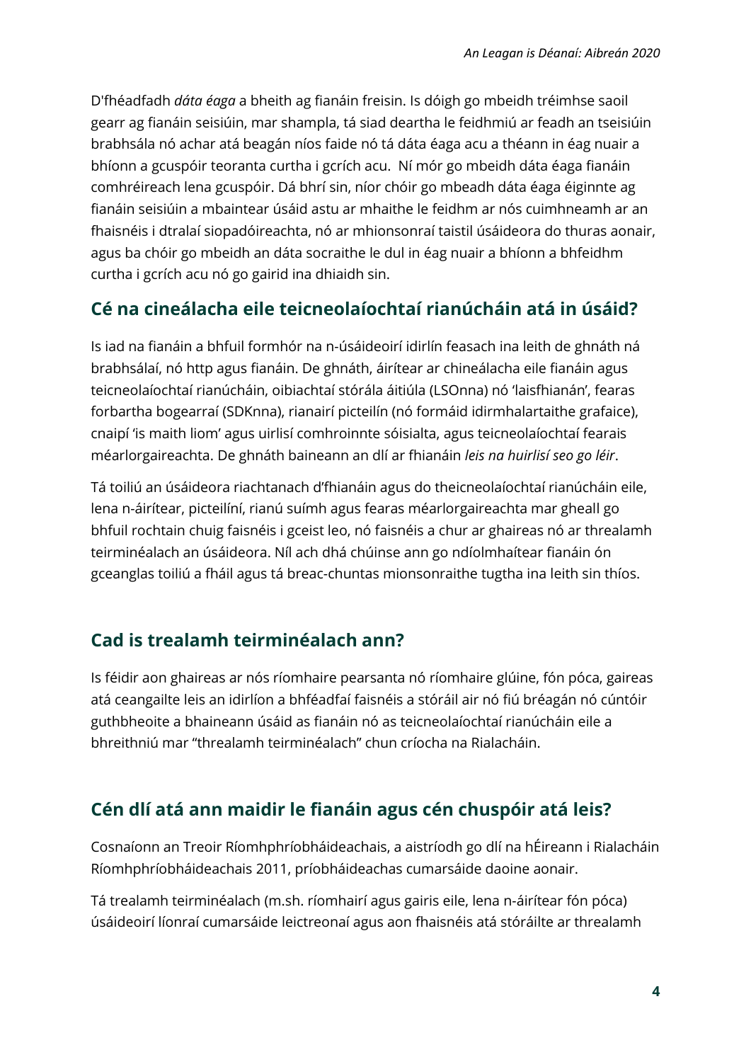D'fhéadfadh *dáta éaga* a bheith ag fianáin freisin. Is dóigh go mbeidh tréimhse saoil gearr ag fianáin seisiúin, mar shampla, tá siad deartha le feidhmiú ar feadh an tseisiúin brabhsála nó achar atá beagán níos faide nó tá dáta éaga acu a théann in éag nuair a bhíonn a gcuspóir teoranta curtha i gcrích acu. Ní mór go mbeidh dáta éaga fianáin comhréireach lena gcuspóir. Dá bhrí sin, níor chóir go mbeadh dáta éaga éiginnte ag fianáin seisiúin a mbaintear úsáid astu ar mhaithe le feidhm ar nós cuimhneamh ar an fhaisnéis i dtralaí siopadóireachta, nó ar mhionsonraí taistil úsáideora do thuras aonair, agus ba chóir go mbeidh an dáta socraithe le dul in éag nuair a bhíonn a bhfeidhm curtha i gcrích acu nó go gairid ina dhiaidh sin.

## Cé na cineálacha eile teicneolaíochtaí rianúcháin atá in úsáid?

Is iad na fianáin a bhfuil formhór na n-úsáideoirí idirlín feasach ina leith de ghnáth ná brabhsálaí, nó http agus fianáin. De ghnáth, áirítear ar chineálacha eile fianáin agus teicneolaíochtaí rianúcháin, oibiachtaí stórála áitiúla (LSOnna) nó 'laisfhianán', fearas forbartha bogearraí (SDKnna), rianairí picteilín (nó formáid idirmhalartaithe grafaice), cnaipí 'is maith liom' agus uirlisí comhroinnte sóisialta, agus teicneolaíochtaí fearais méarlorgaireachta. De ghnáth baineann an dlí ar fhianáin *leis na huirlisí seo go léir*.

Tá toiliú an úsáideora riachtanach d'fhianáin agus do theicneolaíochtaí rianúcháin eile, lena n-áirítear, picteilíní, rianú suímh agus fearas méarlorgaireachta mar gheall go bhfuil rochtain chuig faisnéis i gceist leo, nó faisnéis a chur ar ghaireas nó ar threalamh teirminéalach an úsáideora. Níl ach dhá chúinse ann go ndíolmhaítear fianáin ón gceanglas toiliú a fháil agus tá breac-chuntas mionsonraithe tugtha ina leith sin thíos.

## Cad is trealamh teirminéalach ann?

Is féidir aon ghaireas ar nós ríomhaire pearsanta nó ríomhaire glúine, fón póca, gaireas atá ceangailte leis an idirlíon a bhféadfaí faisnéis a stóráil air nó fiú bréagán nó cúntóir guthbheoite a bhaineann úsáid as fianáin nó as teicneolaíochtaí rianúcháin eile a bhreithniú mar "threalamh teirminéalach" chun críocha na Rialacháin.

## Cén dlí atá ann maidir le fianáin agus cén chuspóir atá leis?

Cosnaíonn an Treoir Ríomhphríobháideachais, a aistríodh go dlí na hÉireann i Rialacháin Ríomhphríobháideachais 2011, príobháideachas cumarsáide daoine aonair.

Tá trealamh teirminéalach (m.sh. ríomhairí agus gairis eile, lena n-áirítear fón póca) úsáideoirí líonraí cumarsáide leictreonaí agus aon fhaisnéis atá stóráilte ar threalamh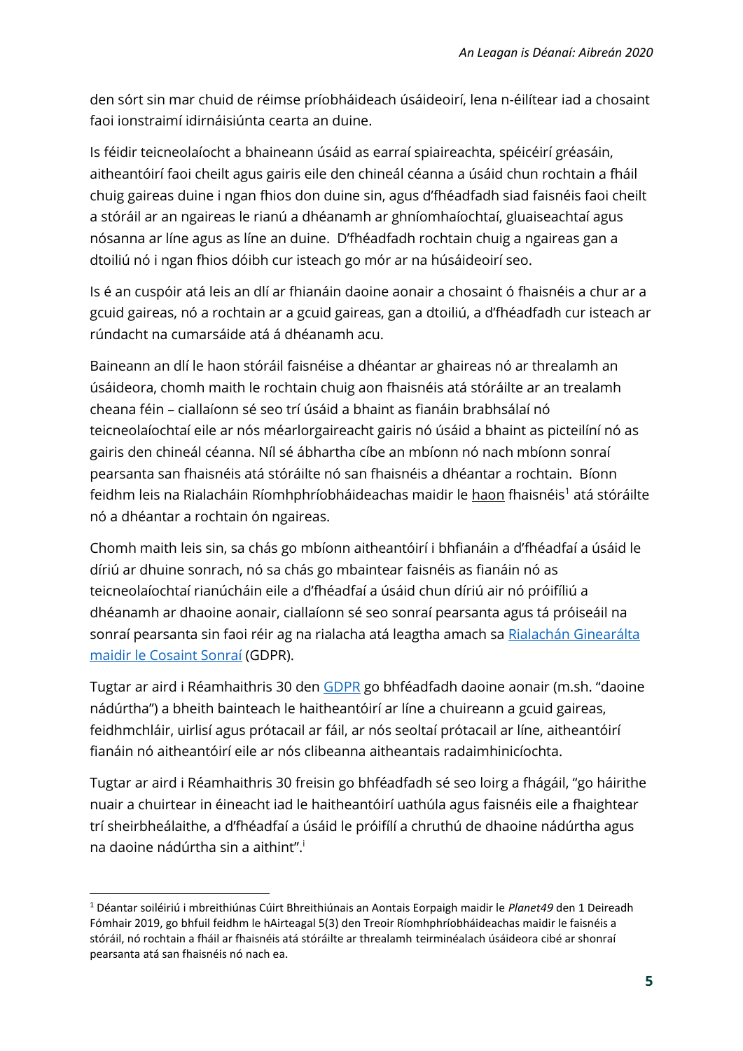den sórt sin mar chuid de réimse príobháideach úsáideoirí, lena n-éilítear iad a chosaint faoi ionstraimí idirnáisiúnta cearta an duine.

Is féidir teicneolaíocht a bhaineann úsáid as earraí spiaireachta, spéicéirí gréasáin, aitheantóirí faoi cheilt agus gairis eile den chineál céanna a úsáid chun rochtain a fháil chuig gaireas duine i ngan fhios don duine sin, agus d'fhéadfadh siad faisnéis faoi cheilt a stóráil ar an ngaireas le rianú a dhéanamh ar ghníomhaíochtaí, gluaiseachtaí agus nósanna ar líne agus as líne an duine. D'fhéadfadh rochtain chuig a ngaireas gan a dtoiliú nó i ngan fhios dóibh cur isteach go mór ar na húsáideoirí seo.

Is é an cuspóir atá leis an dlí ar fhianáin daoine aonair a chosaint ó fhaisnéis a chur ar a gcuid gaireas, nó a rochtain ar a gcuid gaireas, gan a dtoiliú, a d'fhéadfadh cur isteach ar rúndacht na cumarsáide atá á dhéanamh acu.

Baineann an dlí le haon stóráil faisnéise a dhéantar ar ghaireas nó ar threalamh an úsáideora, chomh maith le rochtain chuig aon fhaisnéis atá stóráilte ar an trealamh cheana féin – ciallaíonn sé seo trí úsáid a bhaint as fianáin brabhsálaí nó teicneolaíochtaí eile ar nós méarlorgaireacht gairis nó úsáid a bhaint as picteilíní nó as gairis den chineál céanna. Níl sé ábhartha cíbe an mbíonn nó nach mbíonn sonraí pearsanta san fhaisnéis atá stóráilte nó san fhaisnéis a dhéantar a rochtain. Bíonn feidhm leis na Rialacháin Ríomhphríobháideachas maidir le haon fhaisnéis[1] atá stóráilte nó a dhéantar a rochtain ón ngaireas.

Chomh maith leis sin, sa chás go mbíonn aitheantóirí i bhfianáin a d'fhéadfaí a úsáid le díriú ar dhuine sonrach, nó sa chás go mbaintear faisnéis as fianáin nó as teicneolaíochtaí rianúcháin eile a d'fhéadfaí a úsáid chun díriú air nó próifíliú a dhéanamh ar dhaoine aonair, ciallaíonn sé seo sonraí pearsanta agus tá próiseáil na sonraí pearsanta sin faoi réir ag na rialacha atá leagtha amach sa Rialachán Ginearálta maidir le Cosaint Sonraí (GDPR).

Tugtar ar aird i Réamhaithris 30 den GDPR go bhféadfadh daoine aonair (m.sh. "daoine nádúrtha") a bheith bainteach le haitheantóirí ar líne a chuireann a gcuid gaireas, feidhmchláir, uirlisí agus prótacail ar fáil, ar nós seoltaí prótacail ar líne, aitheantóirí fianáin nó aitheantóirí eile ar nós clibeanna aitheantais radaimhinicíochta.

Tugtar ar aird i Réamhaithris 30 freisin go bhféadfadh sé seo loirg a fhágáil, "go háirithe nuair a chuirtear in éineacht iad le haitheantóirí uathúla agus faisnéis eile a fhaightear trí sheirbheálaithe, a d'fhéadfaí a úsáid le próifílí a chruthú de dhaoine nádúrtha agus na daoine nádúrtha sin a aithint".[i]

---

[1] Déantar soiléiriú i mbreithiúnas Cúirt Bhreithiúnais an Aontais Eorpaigh maidir le *Planet49* den 1 Deireadh Fómhair 2019, go bhfuil feidhm le hAirteagal 5(3) den Treoir Ríomhphríobháideachas maidir le faisnéis a stóráil, nó rochtain a fháil ar fhaisnéis atá stóráilte ar threalamh teirminéalach úsáideora cibé ar shonraí pearsanta atá san fhaisnéis nó nach ea.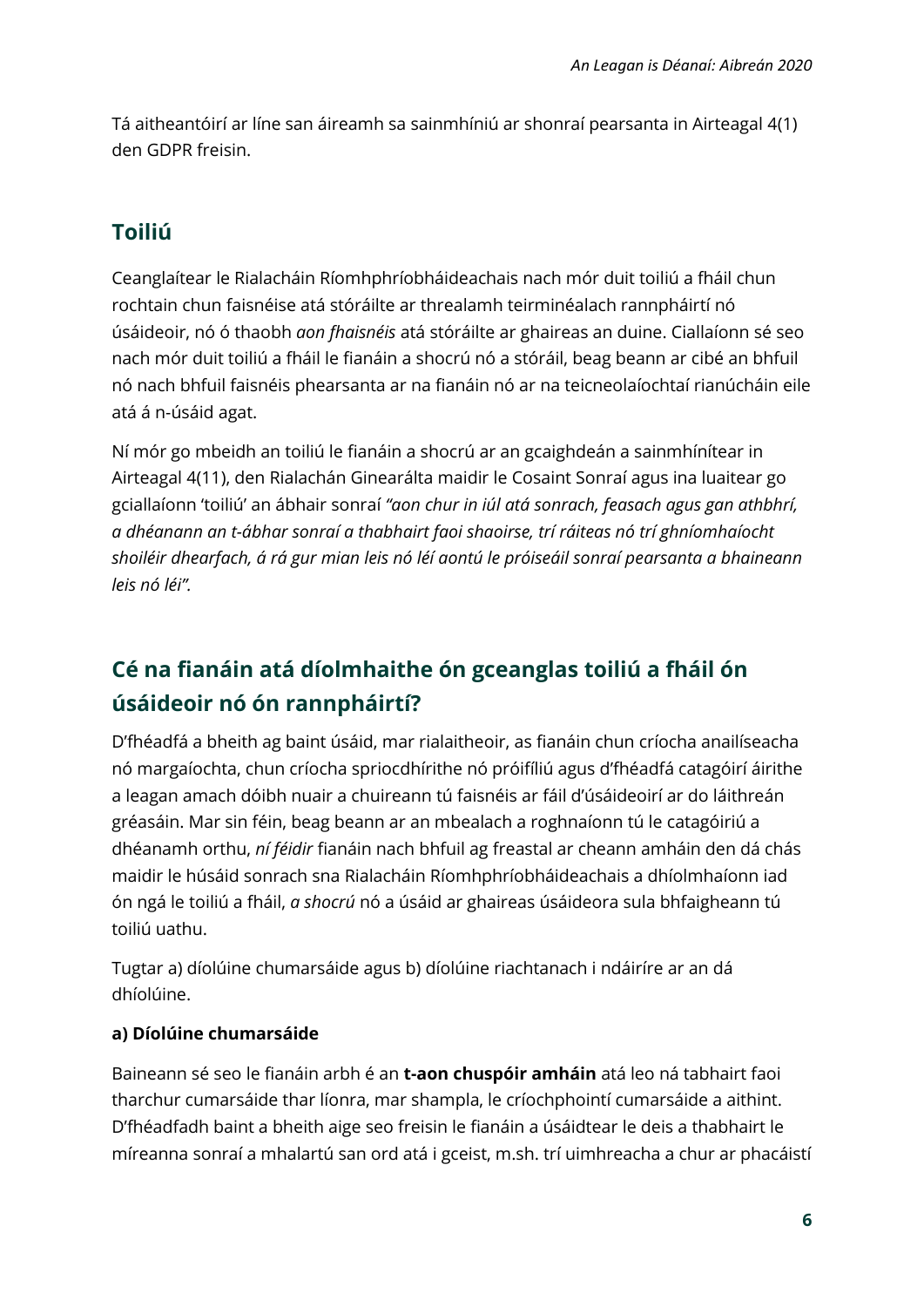Tá aitheantóirí ar líne san áireamh sa sainmhíniú ar shonraí pearsanta in Airteagal 4(1) den GDPR freisin.

## Toiliú

Ceanglaítear le Rialacháin Ríomhphríobháideachais nach mór duit toiliú a fháil chun rochtain chun faisnéise atá stóráilte ar threalamh teirminéalach rannpháirtí nó úsáideoir, nó ó thaobh *aon fhaisnéis* atá stóráilte ar ghaireas an duine. Ciallaíonn sé seo nach mór duit toiliú a fháil le fianáin a shocrú nó a stóráil, beag beann ar cibé an bhfuil nó nach bhfuil faisnéis phearsanta ar na fianáin nó ar na teicneolaíochtaí rianúcháin eile atá á n-úsáid agat.

Ní mór go mbeidh an toiliú le fianáin a shocrú ar an gcaighdeán a sainmhínítear in Airteagal 4(11), den Rialachán Ginearálta maidir le Cosaint Sonraí agus ina luaitear go gciallaíonn 'toiliú' an ábhair sonraí *"aon chur in iúl atá sonrach, feasach agus gan athbhrí, a dhéanann an t-ábhar sonraí a thabhairt faoi shaoirse, trí ráiteas nó trí ghníomhaíocht shoiléir dhearfach, á rá gur mian leis nó léi aontú le próiseáil sonraí pearsanta a bhaineann leis nó léi".*

## Cé na fianáin atá díolmhaithe ón gceanglas toiliú a fháil ón úsáideoir nó ón rannpháirtí?

D'fhéadfá a bheith ag baint úsáid, mar rialaitheoir, as fianáin chun críocha anailíseacha nó margaíochta, chun críocha spriocdhírithe nó próifíliú agus d'fhéadfá catagóirí áirithe a leagan amach dóibh nuair a chuireann tú faisnéis ar fáil d'úsáideoirí ar do láithreán gréasáin. Mar sin féin, beag beann ar an mbealach a roghnaíonn tú le catagóiriú a dhéanamh orthu, *ní féidir* fianáin nach bhfuil ag freastal ar cheann amháin den dá chás maidir le húsáid sonrach sna Rialacháin Ríomhphríobháideachais a dhíolmhaíonn iad ón ngá le toiliú a fháil, *a shocrú* nó a úsáid ar ghaireas úsáideora sula bhfaigheann tú toiliú uathu.

Tugtar a) díolúine chumarsáide agus b) díolúine riachtanach i ndáiríre ar an dá dhíolúine.

**a) Díolúine chumarsáide**

Baineann sé seo le fianáin arbh é an **t-aon chuspóir amháin** atá leo ná tabhairt faoi tharchur cumarsáide thar líonra, mar shampla, le críochphointí cumarsáide a aithint. D'fhéadfadh baint a bheith aige seo freisin le fianáin a úsáidtear le deis a thabhairt le míreanna sonraí a mhalartú san ord atá i gceist, m.sh. trí uimhreacha a chur ar phacáistí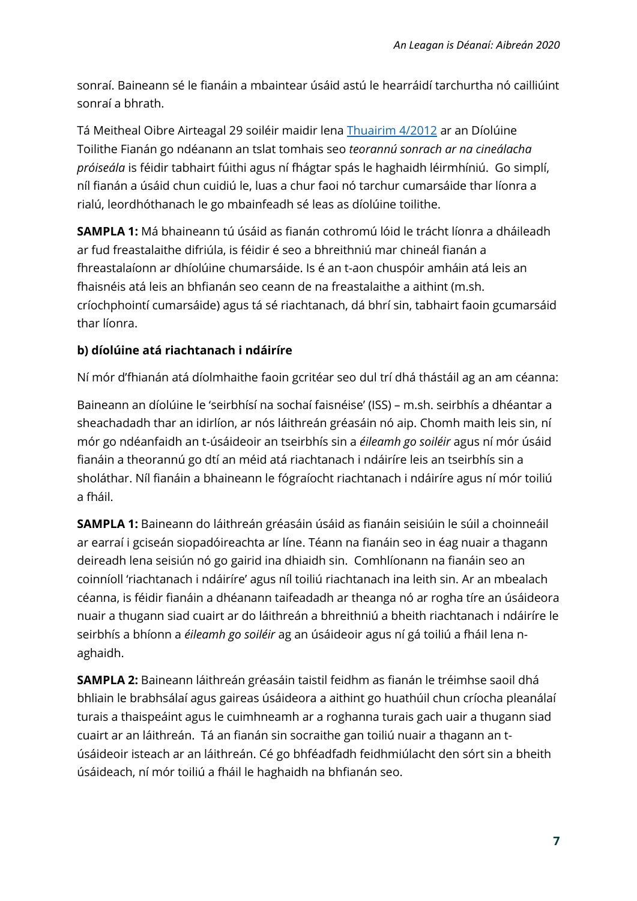sonraí. Baineann sé le fianáin a mbaintear úsáid astú le hearráidí tarchurtha nó cailliúint sonraí a bhrath.

Tá Meitheal Oibre Airteagal 29 soiléir maidir lena [Thuairim 4/2012]() ar an Díolúine Toilithe Fianán go ndéanann an tslat tomhais seo *teorannú sonrach ar na cineálacha próiseála* is féidir tabhairt fúithi agus ní fhágtar spás le haghaidh léirmhíniú. Go simplí, níl fianán a úsáid chun cuidiú le, luas a chur faoi nó tarchur cumarsáide thar líonra a rialú, leordhóthanach le go mbainfeadh sé leas as díolúine toilithe.

**SAMPLA 1:** Má bhaineann tú úsáid as fianán cothromú lóid le trácht líonra a dháileadh ar fud freastalaithe difriúla, is féidir é seo a bhreithniú mar chineál fianán a fhreastalaíonn ar dhíolúine chumarsáide. Is é an t-aon chuspóir amháin atá leis an fhaisnéis atá leis an bhfianán seo ceann de na freastalaithe a aithint (m.sh. críochphointí cumarsáide) agus tá sé riachtanach, dá bhrí sin, tabhairt faoin gcumarsáid thar líonra.

**b) díolúine atá riachtanach i ndáiríre**

Ní mór d'fhianán atá díolmhaithe faoin gcritéar seo dul trí dhá thástáil ag an am céanna:

Baineann an díolúine le 'seirbhísí na sochaí faisnéise' (ISS) – m.sh. seirbhís a dhéantar a sheachadadh thar an idirlíon, ar nós láithreán gréasáin nó aip. Chomh maith leis sin, ní mór go ndéanfaidh an t-úsáideoir an tseirbhís sin a *éileamh go soiléir* agus ní mór úsáid fianáin a theorannú go dtí an méid atá riachtanach i ndáiríre leis an tseirbhís sin a sholáthar. Níl fianáin a bhaineann le fógraíocht riachtanach i ndáiríre agus ní mór toiliú a fháil.

**SAMPLA 1:** Baineann do láithreán gréasáin úsáid as fianáin seisiúin le súil a choinneáil ar earraí i gciseán siopadóireachta ar líne. Téann na fianáin seo in éag nuair a thagann deireadh lena seisiún nó go gairid ina dhiaidh sin. Comhlíonann na fianáin seo an coinníoll 'riachtanach i ndáiríre' agus níl toiliú riachtanach ina leith sin. Ar an mbealach céanna, is féidir fianáin a dhéanann taifeadadh ar theanga nó ar rogha tíre an úsáideora nuair a thugann siad cuairt ar do láithreán a bhreithniú a bheith riachtanach i ndáiríre le seirbhís a bhíonn a *éileamh go soiléir* ag an úsáideoir agus ní gá toiliú a fháil lena n-aghaidh.

**SAMPLA 2:** Baineann láithreán gréasáin taistil feidhm as fianán le tréimhse saoil dhá bhliain le brabhsálaí agus gaireas úsáideora a aithint go huathúil chun críocha pleanálaí turais a thaispeáint agus le cuimhneamh ar a roghanna turais gach uair a thugann siad cuairt ar an láithreán. Tá an fianán sin socraithe gan toiliú nuair a thagann an t-úsáideoir isteach ar an láithreán. Cé go bhféadfadh feidhmiúlacht den sórt sin a bheith úsáideach, ní mór toiliú a fháil le haghaidh na bhfianán seo.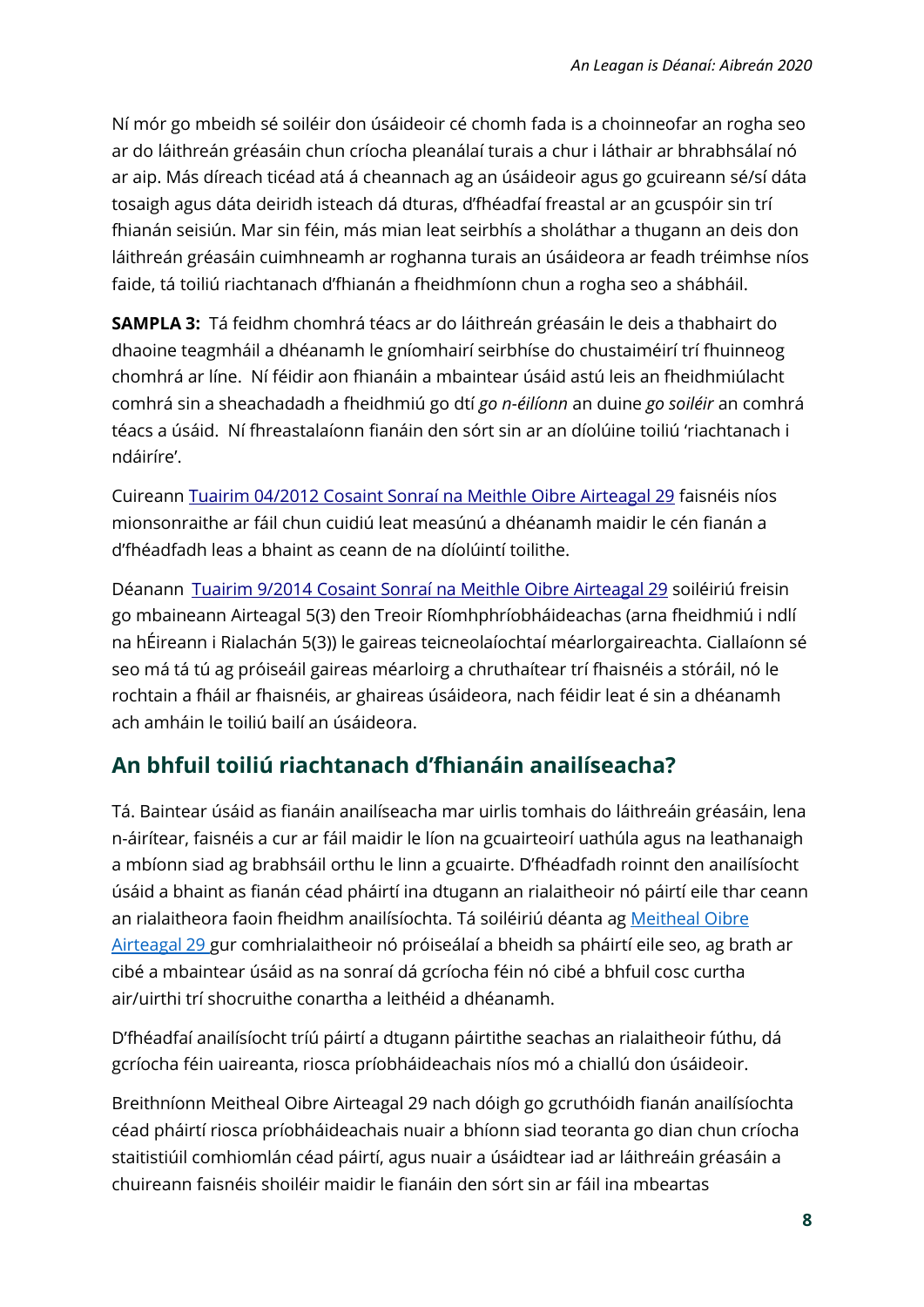Ní mór go mbeidh sé soiléir don úsáideoir cé chomh fada is a choinneofar an rogha seo ar do láithreán gréasáin chun críocha pleanálaí turais a chur i láthair ar bhrabhsálaí nó ar aip. Más díreach ticéad atá á cheannach ag an úsáideoir agus go gcuireann sé/sí dáta tosaigh agus dáta deiridh isteach dá dturas, d'fhéadfaí freastal ar an gcuspóir sin trí fhianán seisiún. Mar sin féin, más mian leat seirbhís a sholáthar a thugann an deis don láithreán gréasáin cuimhneamh ar roghanna turais an úsáideora ar feadh tréimhse níos faide, tá toiliú riachtanach d'fhianán a fheidhmíonn chun a rogha seo a shábháil.

**SAMPLA 3:** Tá feidhm chomhrá téacs ar do láithreán gréasáin le deis a thabhairt do dhaoine teagmháil a dhéanamh le gníomhairí seirbhíse do chustaiméirí trí fhuinneog chomhrá ar líne. Ní féidir aon fhianáin a mbaintear úsáid astú leis an fheidhmiúlacht comhrá sin a sheachadadh a fheidhmiú go dtí *go n-éilíonn* an duine *go soiléir* an comhrá téacs a úsáid. Ní fhreastalaíonn fianáin den sórt sin ar an díolúine toiliú 'riachtanach i ndáiríre'.

Cuireann [Tuairim 04/2012 Cosaint Sonraí na Meithle Oibre Airteagal 29]() faisnéis níos mionsonraithe ar fáil chun cuidiú leat measúnú a dhéanamh maidir le cén fianán a d'fhéadfadh leas a bhaint as ceann de na díolúintí toilithe.

Déanann [Tuairim 9/2014 Cosaint Sonraí na Meithle Oibre Airteagal 29]() soiléiriú freisin go mbaineann Airteagal 5(3) den Treoir Ríomhphríobháideachas (arna fheidhmiú i ndlí na hÉireann i Rialachán 5(3)) le gaireas teicneolaíochtaí méarlorgaireachta. Ciallaíonn sé seo má tá tú ag próiseáil gaireas méarloirg a chruthaítear trí fhaisnéis a stóráil, nó le rochtain a fháil ar fhaisnéis, ar ghaireas úsáideora, nach féidir leat é sin a dhéanamh ach amháin le toiliú bailí an úsáideora.

## An bhfuil toiliú riachtanach d'fhianáin anailíseacha?

Tá. Baintear úsáid as fianáin anailíseacha mar uirlis tomhais do láithreáin gréasáin, lena n-áirítear, faisnéis a cur ar fáil maidir le líon na gcuairteoirí uathúla agus na leathanaigh a mbíonn siad ag brabhsáil orthu le linn a gcuairte. D'fhéadfadh roinnt den anailísíocht úsáid a bhaint as fianán céad pháirtí ina dtugann an rialaitheoir nó páirtí eile thar ceann an rialaitheora faoin fheidhm anailísíochta. Tá soiléiriú déanta ag [Meitheal Oibre Airteagal 29]() gur comhrialaitheoir nó próiseálaí a bheidh sa pháirtí eile seo, ag brath ar cibé a mbaintear úsáid as na sonraí dá gcríocha féin nó cibé a bhfuil cosc curtha air/uirthi trí shocruithe conartha a leithéid a dhéanamh.

D'fhéadfaí anailísíocht tríú páirtí a dtugann páirtithe seachas an rialaitheoir fúthu, dá gcríocha féin uaireanta, riosca príobháideachais níos mó a chiallú don úsáideoir.

Breithníonn Meitheal Oibre Airteagal 29 nach dóigh go gcruthóidh fianán anailísíochta céad pháirtí riosca príobháideachais nuair a bhíonn siad teoranta go dian chun críocha staitistiúil comhiomlán céad páirtí, agus nuair a úsáidtear iad ar láithreáin gréasáin a chuireann faisnéis shoiléir maidir le fianáin den sórt sin ar fáil ina mbeartas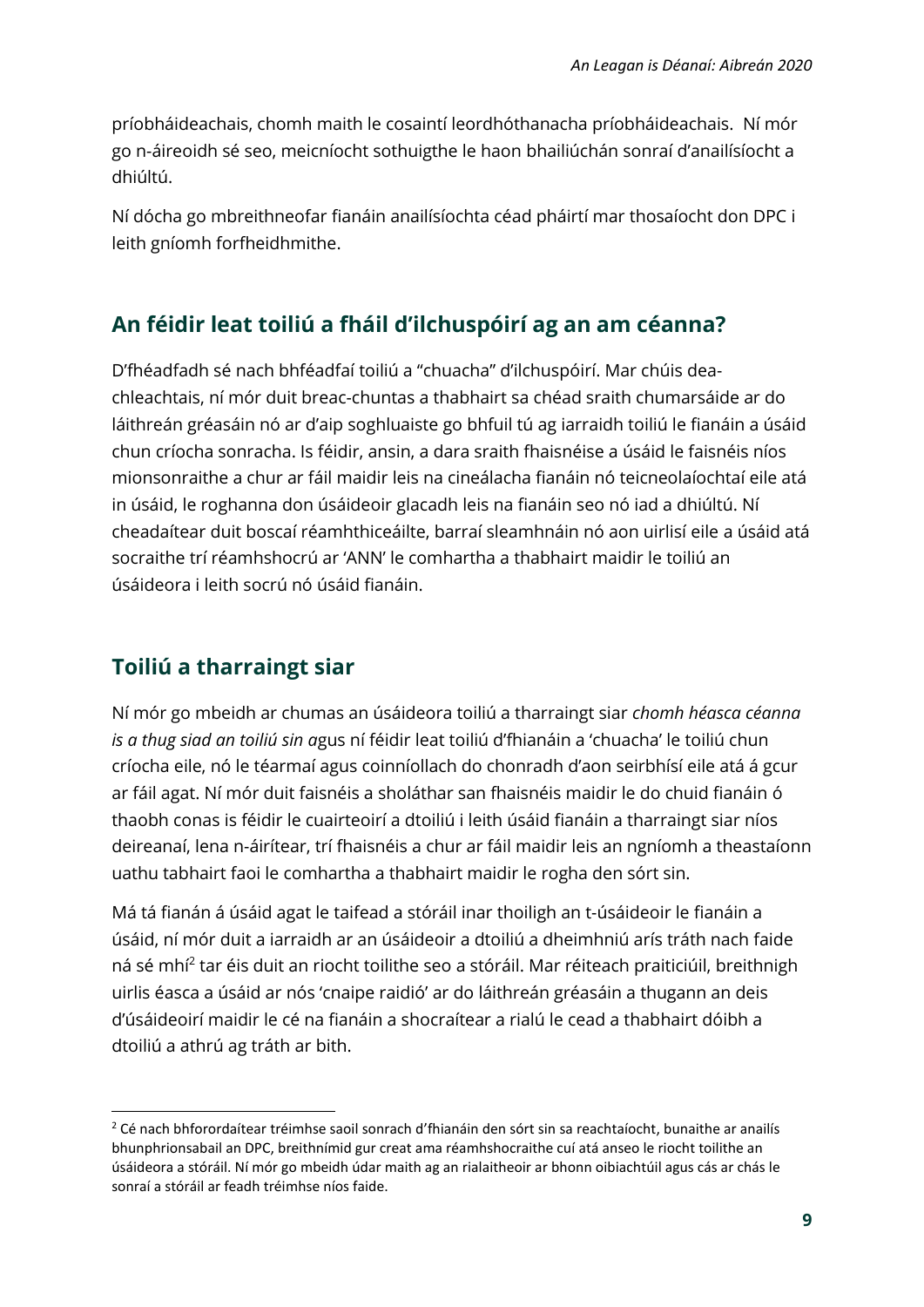príobháideachais, chomh maith le cosaintí leordhóthanacha príobháideachais. Ní mór go n-áireoidh sé seo, meicníocht sothuigthe le haon bhailiúchán sonraí d'anailísíocht a dhiúltú.

Ní dócha go mbreithneofar fianáin anailísíochta céad pháirtí mar thosaíocht don DPC i leith gníomh forfheidhmithe.

## An féidir leat toiliú a fháil d'ilchuspóirí ag an am céanna?

D'fhéadfadh sé nach bhféadfaí toiliú a "chuacha" d'ilchuspóirí. Mar chúis dea-chleachtais, ní mór duit breac-chuntas a thabhairt sa chéad sraith chumarsáide ar do láithreán gréasáin nó ar d'aip soghluaiste go bhfuil tú ag iarraidh toiliú le fianáin a úsáid chun críocha sonracha. Is féidir, ansin, a dara sraith fhaisnéise a úsáid le faisnéis níos mionsonraithe a chur ar fáil maidir leis na cineálacha fianáin nó teicneolaíochtaí eile atá in úsáid, le roghanna don úsáideoir glacadh leis na fianáin seo nó iad a dhiúltú. Ní cheadaítear duit boscaí réamhthiceáilte, barraí sleamhnáin nó aon uirlisí eile a úsáid atá socraithe trí réamhshocrú ar 'ANN' le comhartha a thabhairt maidir le toiliú an úsáideora i leith socrú nó úsáid fianáin.

## Toiliú a tharraingt siar

Ní mór go mbeidh ar chumas an úsáideora toiliú a tharraingt siar *chomh héasca céanna is a thug siad an toiliú sin a*gus ní féidir leat toiliú d'fhianáin a 'chuacha' le toiliú chun críocha eile, nó le téarmaí agus coinníollach do chonradh d'aon seirbhísí eile atá á gcur ar fáil agat. Ní mór duit faisnéis a sholáthar san fhaisnéis maidir le do chuid fianáin ó thaobh conas is féidir le cuairteoirí a dtoiliú i leith úsáid fianáin a tharraingt siar níos deireanaí, lena n-áirítear, trí fhaisnéis a chur ar fáil maidir leis an ngníomh a theastaíonn uathu tabhairt faoi le comhartha a thabhairt maidir le rogha den sórt sin.

Má tá fianán á úsáid agat le taifead a stóráil inar thoiligh an t-úsáideoir le fianáin a úsáid, ní mór duit a iarraidh ar an úsáideoir a dtoiliú a dheimhniú arís tráth nach faide ná sé mhí[2] tar éis duit an riocht toilithe seo a stóráil. Mar réiteach praiticiúil, breithnigh uirlis éasca a úsáid ar nós 'cnaipe raidió' ar do láithreán gréasáin a thugann an deis d'úsáideoirí maidir le cé na fianáin a shocraítear a rialú le cead a thabhairt dóibh a dtoiliú a athrú ag tráth ar bith.

[2] Cé nach bhforordaítear tréimhse saoil sonrach d'fhianáin den sórt sin sa reachtaíocht, bunaithe ar anailís bhunphrionsabail an DPC, breithnímid gur creat ama réamhshocraithe cuí atá anseo le riocht toilithe an úsáideora a stóráil. Ní mór go mbeidh údar maith ag an rialaitheoir ar bhonn oibiachtúil agus cás ar chás le sonraí a stóráil ar feadh tréimhse níos faide.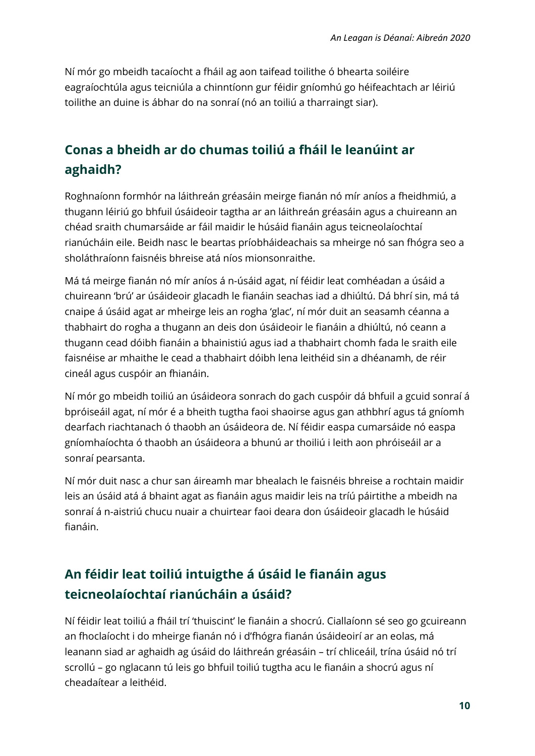Ní mór go mbeidh tacaíocht a fháil ag aon taifead toilithe ó bhearta soiléire eagraíochtúla agus teicniúla a chinntíonn gur féidir gníomhú go héifeachtach ar léiriú toilithe an duine is ábhar do na sonraí (nó an toiliú a tharraingt siar).

## Conas a bheidh ar do chumas toiliú a fháil le leanúint ar aghaidh?

Roghnaíonn formhór na láithreán gréasáin meirge fianán nó mír aníos a fheidhmiú, a thugann léiriú go bhfuil úsáideoir tagtha ar an láithreán gréasáin agus a chuireann an chéad sraith chumarsáide ar fáil maidir le húsáid fianáin agus teicneolaíochtaí rianúcháin eile. Beidh nasc le beartas príobháideachais sa mheirge nó san fhógra seo a sholáthraíonn faisnéis bhreise atá níos mionsonraithe.

Má tá meirge fianán nó mír aníos á n-úsáid agat, ní féidir leat comhéadan a úsáid a chuireann 'brú' ar úsáideoir glacadh le fianáin seachas iad a dhiúltú. Dá bhrí sin, má tá cnaipe á úsáid agat ar mheirge leis an rogha 'glac', ní mór duit an seasamh céanna a thabhairt do rogha a thugann an deis don úsáideoir le fianáin a dhiúltú, nó ceann a thugann cead dóibh fianáin a bhainistiú agus iad a thabhairt chomh fada le sraith eile faisnéise ar mhaithe le cead a thabhairt dóibh lena leithéid sin a dhéanamh, de réir cineál agus cuspóir an fhianáin.

Ní mór go mbeidh toiliú an úsáideora sonrach do gach cuspóir dá bhfuil a gcuid sonraí á bpróiseáil agat, ní mór é a bheith tugtha faoi shaoirse agus gan athbhrí agus tá gníomh dearfach riachtanach ó thaobh an úsáideora de. Ní féidir easpa cumarsáide nó easpa gníomhaíochta ó thaobh an úsáideora a bhunú ar thoiliú i leith aon phróiseáil ar a sonraí pearsanta.

Ní mór duit nasc a chur san áireamh mar bhealach le faisnéis bhreise a rochtain maidir leis an úsáid atá á bhaint agat as fianáin agus maidir leis na tríú páirtithe a mbeidh na sonraí á n-aistriú chucu nuair a chuirtear faoi deara don úsáideoir glacadh le húsáid fianáin.

## An féidir leat toiliú intuigthe á úsáid le fianáin agus teicneolaíochtaí rianúcháin a úsáid?

Ní féidir leat toiliú a fháil trí 'thuiscint' le fianáin a shocrú. Ciallaíonn sé seo go gcuireann an fhoclaíocht i do mheirge fianán nó i d'fhógra fianán úsáideoirí ar an eolas, má leanann siad ar aghaidh ag úsáid do láithreán gréasáin – trí chliceáil, trína úsáid nó trí scrollú – go nglacann tú leis go bhfuil toiliú tugtha acu le fianáin a shocrú agus ní cheadaítear a leithéid.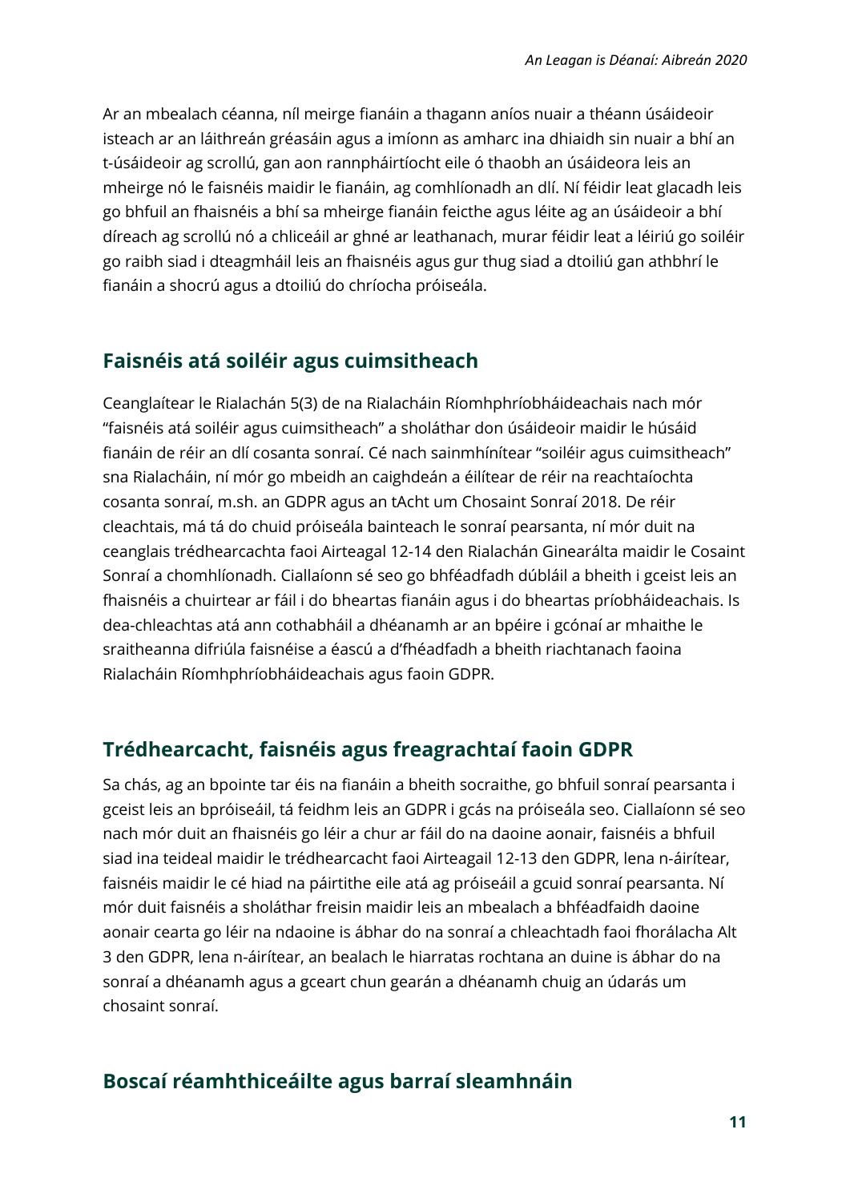Ar an mbealach céanna, níl meirge fianáin a thagann aníos nuair a théann úsáideoir isteach ar an láithreán gréasáin agus a imíonn as amharc ina dhiaidh sin nuair a bhí an t-úsáideoir ag scrollú, gan aon rannpháirtíocht eile ó thaobh an úsáideora leis an mheirge nó le faisnéis maidir le fianáin, ag comhlíonadh an dlí. Ní féidir leat glacadh leis go bhfuil an fhaisnéis a bhí sa mheirge fianáin feicthe agus léite ag an úsáideoir a bhí díreach ag scrollú nó a chliceáil ar ghné ar leathanach, murar féidir leat a léiriú go soiléir go raibh siad i dteagmháil leis an fhaisnéis agus gur thug siad a dtoiliú gan athbhrí le fianáin a shocrú agus a dtoiliú do chríocha próiseála.

## Faisnéis atá soiléir agus cuimsitheach

Ceanglaítear le Rialachán 5(3) de na Rialacháin Ríomhphríobháideachais nach mór "faisnéis atá soiléir agus cuimsitheach" a sholáthar don úsáideoir maidir le húsáid fianáin de réir an dlí cosanta sonraí. Cé nach sainmhínítear "soiléir agus cuimsitheach" sna Rialacháin, ní mór go mbeidh an caighdeán a éilítear de réir na reachtaíochta cosanta sonraí, m.sh. an GDPR agus an tAcht um Chosaint Sonraí 2018. De réir cleachtais, má tá do chuid próiseála bainteach le sonraí pearsanta, ní mór duit na ceanglais trédhearcachta faoi Airteagal 12-14 den Rialachán Ginearálta maidir le Cosaint Sonraí a chomhlíonadh. Ciallaíonn sé seo go bhféadfadh dúbláil a bheith i gceist leis an fhaisnéis a chuirtear ar fáil i do bheartas fianáin agus i do bheartas príobháideachais. Is dea-chleachtas atá ann cothabháil a dhéanamh ar an bpéire i gcónaí ar mhaithe le sraitheanna difriúla faisnéise a éascú a d'fhéadfadh a bheith riachtanach faoina Rialacháin Ríomhphríobháideachais agus faoin GDPR.

## Trédhearcacht, faisnéis agus freagrachtaí faoin GDPR

Sa chás, ag an bpointe tar éis na fianáin a bheith socraithe, go bhfuil sonraí pearsanta i gceist leis an bpróiseáil, tá feidhm leis an GDPR i gcás na próiseála seo. Ciallaíonn sé seo nach mór duit an fhaisnéis go léir a chur ar fáil do na daoine aonair, faisnéis a bhfuil siad ina teideal maidir le trédhearcacht faoi Airteagail 12-13 den GDPR, lena n-áirítear, faisnéis maidir le cé hiad na páirtithe eile atá ag próiseáil a gcuid sonraí pearsanta. Ní mór duit faisnéis a sholáthar freisin maidir leis an mbealach a bhféadfaidh daoine aonair cearta go léir na ndaoine is ábhar do na sonraí a chleachtadh faoi fhorálacha Alt 3 den GDPR, lena n-áirítear, an bealach le hiarratas rochtana an duine is ábhar do na sonraí a dhéanamh agus a gceart chun gearán a dhéanamh chuig an údarás um chosaint sonraí.

## Boscaí réamhthiceáilte agus barraí sleamhnáin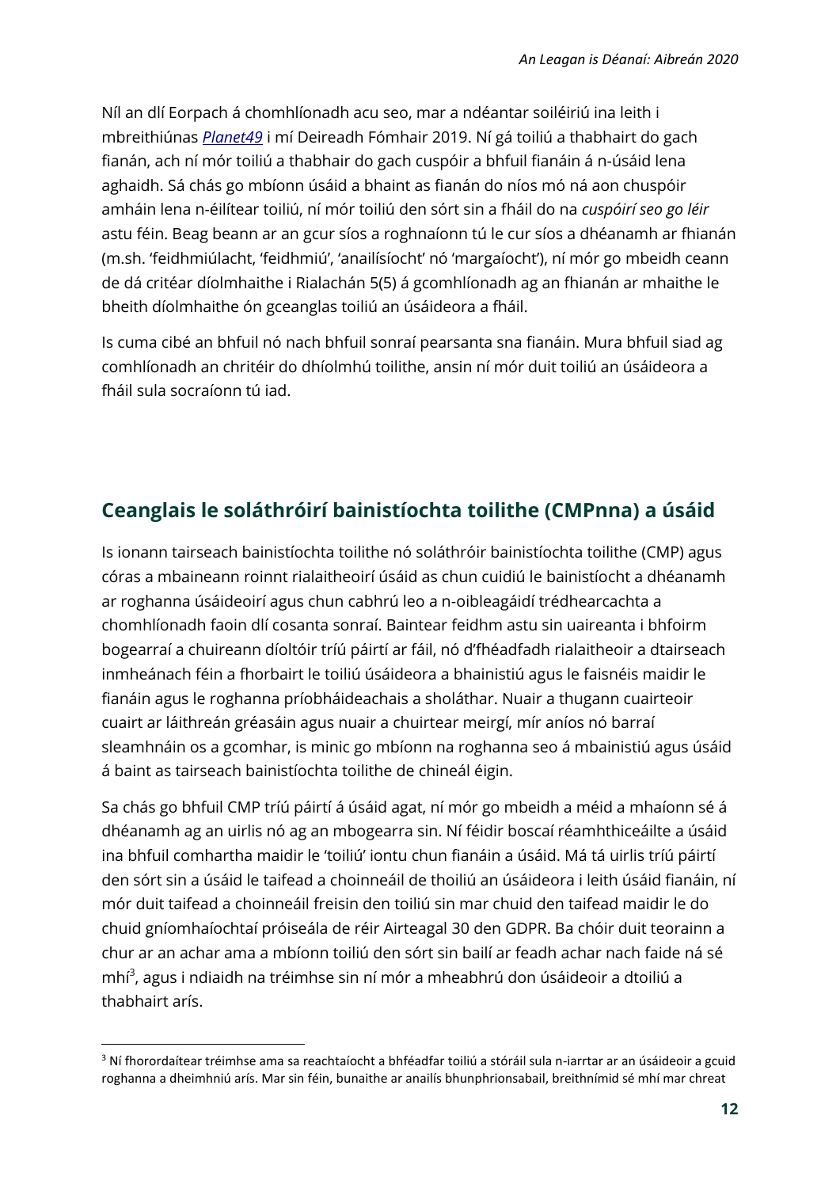Níl an dlí Eorpach á chomhlíonadh acu seo, mar a ndéantar soiléiriú ina leith i mbreithiúnas [*Planet49*] i mí Deireadh Fómhair 2019. Ní gá toiliú a thabhairt do gach fianán, ach ní mór toiliú a thabhair do gach cuspóir a bhfuil fianáin á n-úsáid lena aghaidh. Sá chás go mbíonn úsáid a bhaint as fianán do níos mó ná aon chuspóir amháin lena n-éilítear toiliú, ní mór toiliú den sórt sin a fháil do na *cuspóirí seo go léir* astu féin. Beag beann ar an gcur síos a roghnaíonn tú le cur síos a dhéanamh ar fhianán (m.sh. 'feidhmiúlacht, 'feidhmiú', 'anailísíocht' nó 'margaíocht'), ní mór go mbeidh ceann de dá critéar díolmhaithe i Rialachán 5(5) á gcomhlíonadh ag an fhianán ar mhaithe le bheith díolmhaithe ón gceanglas toiliú an úsáideora a fháil.

Is cuma cibé an bhfuil nó nach bhfuil sonraí pearsanta sna fianáin. Mura bhfuil siad ag comhlíonadh an chritéir do dhíolmhú toilithe, ansin ní mór duit toiliú an úsáideora a fháil sula socraíonn tú iad.

## Ceanglais le soláthróirí bainistíochta toilithe (CMPnna) a úsáid

Is ionann tairseach bainistíochta toilithe nó soláthróir bainistíochta toilithe (CMP) agus córas a mbaineann roinnt rialaitheoirí úsáid as chun cuidiú le bainistíocht a dhéanamh ar roghanna úsáideoirí agus chun cabhrú leo a n-oibleagáidí trédhearcachta a chomhlíonadh faoin dlí cosanta sonraí. Baintear feidhm astu sin uaireanta i bhfoirm bogearraí a chuireann díoltóir tríú páirtí ar fáil, nó d'fhéadfadh rialaitheoir a dtairseach inmheánach féin a fhorbairt le toiliú úsáideora a bhainistiú agus le faisnéis maidir le fianáin agus le roghanna príobháideachais a sholáthar. Nuair a thugann cuairteoir cuairt ar láithreán gréasáin agus nuair a chuirtear meirgí, mír aníos nó barraí sleamhnáin os a gcomhar, is minic go mbíonn na roghanna seo á mbainistiú agus úsáid á baint as tairseach bainistíochta toilithe de chineál éigin.

Sa chás go bhfuil CMP tríú páirtí á úsáid agat, ní mór go mbeidh a méid a mhaíonn sé á dhéanamh ag an uirlis nó ag an mbogearra sin. Ní féidir boscaí réamhthiceáilte a úsáid ina bhfuil comhartha maidir le 'toiliú' iontu chun fianáin a úsáid. Má tá uirlis tríú páirtí den sórt sin a úsáid le taifead a choinneáil de thoiliú an úsáideora i leith úsáid fianáin, ní mór duit taifead a choinneáil freisin den toiliú sin mar chuid den taifead maidir le do chuid gníomhaíochtaí próiseála de réir Airteagal 30 den GDPR. Ba chóir duit teorainn a chur ar an achar ama a mbíonn toiliú den sórt sin bailí ar feadh achar nach faide ná sé mhí[3], agus i ndiaidh na tréimhse sin ní mór a mheabhrú don úsáideoir a dtoiliú a thabhairt arís.

[3] Ní fhorordaítear tréimhse ama sa reachtaíocht a bhféadfar toiliú a stóráil sula n-iarrtar ar an úsáideoir a gcuid roghanna a dheimhniú arís. Mar sin féin, bunaithe ar anailís bhunphrionsabail, breithnímid sé mhí mar chreat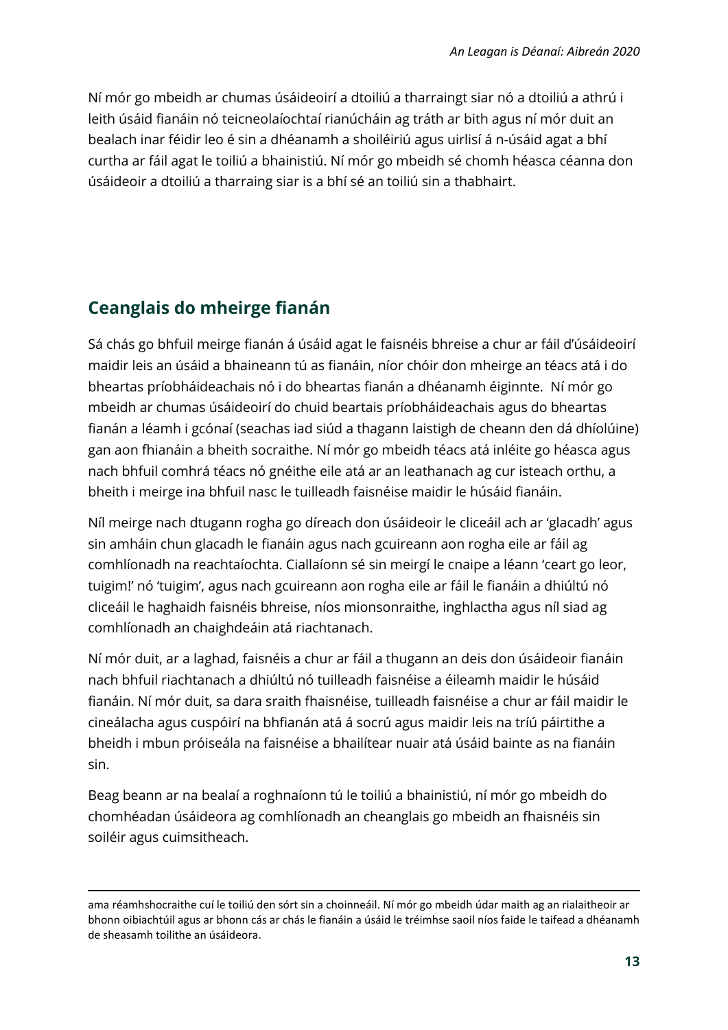Ní mór go mbeidh ar chumas úsáideoirí a dtoiliú a tharraingt siar nó a dtoiliú a athrú i leith úsáid fianáin nó teicneolaíochtaí rianúcháin ag tráth ar bith agus ní mór duit an bealach inar féidir leo é sin a dhéanamh a shoiléiriú agus uirlisí á n-úsáid agat a bhí curtha ar fáil agat le toiliú a bhainistiú. Ní mór go mbeidh sé chomh héasca céanna don úsáideoir a dtoiliú a tharraing siar is a bhí sé an toiliú sin a thabhairt.

## Ceanglais do mheirge fianán

Sá chás go bhfuil meirge fianán á úsáid agat le faisnéis bhreise a chur ar fáil d'úsáideoirí maidir leis an úsáid a bhaineann tú as fianáin, níor chóir don mheirge an téacs atá i do bheartas príobháideachais nó i do bheartas fianán a dhéanamh éiginnte. Ní mór go mbeidh ar chumas úsáideoirí do chuid beartais príobháideachais agus do bheartas fianán a léamh i gcónaí (seachas iad siúd a thagann laistigh de cheann den dá dhíolúine) gan aon fhianáin a bheith socraithe. Ní mór go mbeidh téacs atá inléite go héasca agus nach bhfuil comhrá téacs nó gnéithe eile atá ar an leathanach ag cur isteach orthu, a bheith i meirge ina bhfuil nasc le tuilleadh faisnéise maidir le húsáid fianáin.

Níl meirge nach dtugann rogha go díreach don úsáideoir le cliceáil ach ar 'glacadh' agus sin amháin chun glacadh le fianáin agus nach gcuireann aon rogha eile ar fáil ag comhlíonadh na reachtaíochta. Ciallaíonn sé sin meirgí le cnaipe a léann 'ceart go leor, tuigim!' nó 'tuigim', agus nach gcuireann aon rogha eile ar fáil le fianáin a dhiúltú nó cliceáil le haghaidh faisnéis bhreise, níos mionsonraithe, inghlactha agus níl siad ag comhlíonadh an chaighdeáin atá riachtanach.

Ní mór duit, ar a laghad, faisnéis a chur ar fáil a thugann an deis don úsáideoir fianáin nach bhfuil riachtanach a dhiúltú nó tuilleadh faisnéise a éileamh maidir le húsáid fianáin. Ní mór duit, sa dara sraith fhaisnéise, tuilleadh faisnéise a chur ar fáil maidir le cineálacha agus cuspóirí na bhfianán atá á socrú agus maidir leis na tríú páirtithe a bheidh i mbun próiseála na faisnéise a bhailítear nuair atá úsáid bainte as na fianáin sin.

Beag beann ar na bealaí a roghnaíonn tú le toiliú a bhainistiú, ní mór go mbeidh do chomhéadan úsáideora ag comhlíonadh an cheanglais go mbeidh an fhaisnéis sin soiléir agus cuimsitheach.

---

ama réamhshocraithe cuí le toiliú den sórt sin a choinneáil. Ní mór go mbeidh údar maith ag an rialaitheoir ar bhonn oibiachtúil agus ar bhonn cás ar chás le fianáin a úsáid le tréimhse saoil níos faide le taifead a dhéanamh de sheasamh toilithe an úsáideora.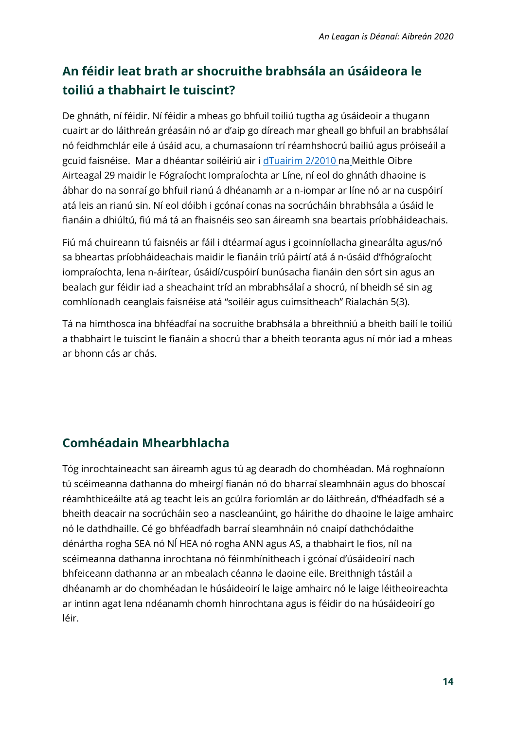## An féidir leat brath ar shocruithe brabhsála an úsáideora le toiliú a thabhairt le tuiscint?

De ghnáth, ní féidir. Ní féidir a mheas go bhfuil toiliú tugtha ag úsáideoir a thugann cuairt ar do láithreán gréasáin nó ar d'aip go díreach mar gheall go bhfuil an brabhsálaí nó feidhmchlár eile á úsáid acu, a chumasaíonn trí réamhshocrú bailiú agus próiseáil a gcuid faisnéise. Mar a dhéantar soiléiriú air i dTuairim 2/2010 na Meithle Oibre Airteagal 29 maidir le Fógraíocht Iompraíochta ar Líne, ní eol do ghnáth dhaoine is ábhar do na sonraí go bhfuil rianú á dhéanamh ar a n-iompar ar líne nó ar na cuspóirí atá leis an rianú sin. Ní eol dóibh i gcónaí conas na socrúcháin bhrabhsála a úsáid le fianáin a dhiúltú, fiú má tá an fhaisnéis seo san áireamh sna beartais príobháideachais.

Fiú má chuireann tú faisnéis ar fáil i dtéarmaí agus i gcoinníollacha ginearálta agus/nó sa bheartas príobháideachais maidir le fianáin tríú páirtí atá á n-úsáid d'fhógraíocht iompraíochta, lena n-áirítear, úsáidí/cuspóirí bunúsacha fianáin den sórt sin agus an bealach gur féidir iad a sheachaint tríd an mbrabhsálaí a shocrú, ní bheidh sé sin ag comhlíonadh ceanglais faisnéise atá "soiléir agus cuimsitheach" Rialachán 5(3).

Tá na himthosca ina bhféadfaí na socruithe brabhsála a bhreithniú a bheith bailí le toiliú a thabhairt le tuiscint le fianáin a shocrú thar a bheith teoranta agus ní mór iad a mheas ar bhonn cás ar chás.

## Comhéadain Mhearbhlacha

Tóg inrochtaineacht san áireamh agus tú ag dearadh do chomhéadan. Má roghnaíonn tú scéimeanna dathanna do mheirgí fianán nó do bharraí sleamhnáin agus do bhoscaí réamhthiceáilte atá ag teacht leis an gcúlra foriomlán ar do láithreán, d'fhéadfadh sé a bheith deacair na socrúcháin seo a nascleanúint, go háirithe do dhaoine le laige amhairc nó le dathdhaille. Cé go bhféadfadh barraí sleamhnáin nó cnaipí dathchódaithe dénártha rogha SEA nó NÍ HEA nó rogha ANN agus AS, a thabhairt le fios, níl na scéimeanna dathanna inrochtana nó féinmhínitheach i gcónaí d'úsáideoirí nach bhfeiceann dathanna ar an mbealach céanna le daoine eile. Breithnigh tástáil a dhéanamh ar do chomhéadan le húsáideoirí le laige amhairc nó le laige léitheoireachta ar intinn agat lena ndéanamh chomh hinrochtana agus is féidir do na húsáideoirí go léir.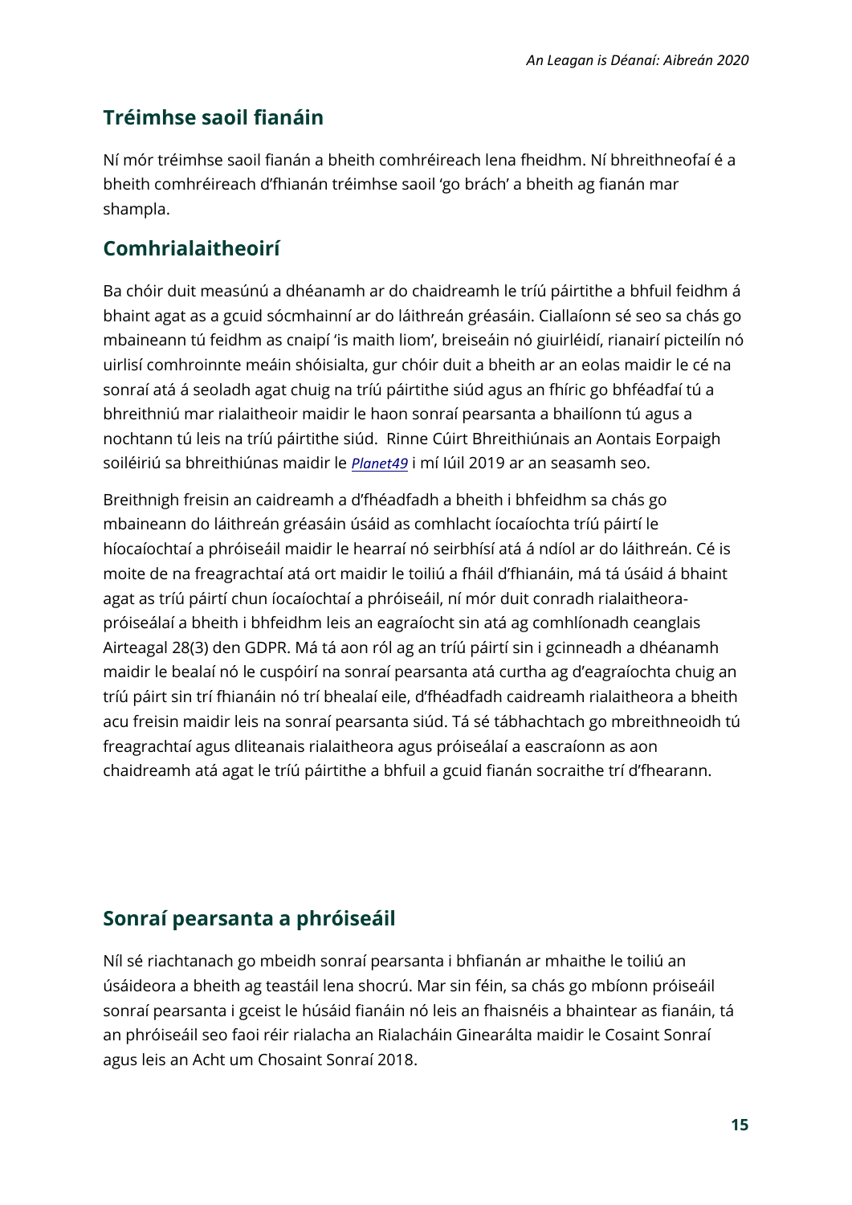## Tréimhse saoil fianáin

Ní mór tréimhse saoil fianán a bheith comhréireach lena fheidhm. Ní bhreithneofaí é a bheith comhréireach d'fhianán tréimhse saoil 'go brách' a bheith ag fianán mar shampla.

## Comhrialaitheoirí

Ba chóir duit measúnú a dhéanamh ar do chaidreamh le tríú páirtithe a bhfuil feidhm á bhaint agat as a gcuid sócmhainní ar do láithreán gréasáin. Ciallaíonn sé seo sa chás go mbaineann tú feidhm as cnaipí 'is maith liom', breiseáin nó giuirléidí, rianairí picteilín nó uirlisí comhroinnte meáin shóisialta, gur chóir duit a bheith ar an eolas maidir le cé na sonraí atá á seoladh agat chuig na tríú páirtithe siúd agus an fhíric go bhféadfaí tú a bhreithniú mar rialaitheoir maidir le haon sonraí pearsanta a bhailíonn tú agus a nochtann tú leis na tríú páirtithe siúd. Rinne Cúirt Bhreithiúnais an Aontais Eorpaigh soiléiriú sa bhreithiúnas maidir le *Planet49* i mí Iúil 2019 ar an seasamh seo.

Breithnigh freisin an caidreamh a d'fhéadfadh a bheith i bhfeidhm sa chás go mbaineann do láithreán gréasáin úsáid as comhlacht íocaíochta tríú páirtí le híocaíochtaí a phróiseáil maidir le hearraí nó seirbhísí atá á ndíol ar do láithreán. Cé is moite de na freagrachtaí atá ort maidir le toiliú a fháil d'fhianáin, má tá úsáid á bhaint agat as tríú páirtí chun íocaíochtaí a phróiseáil, ní mór duit conradh rialaitheora-próiseálaí a bheith i bhfeidhm leis an eagraíocht sin atá ag comhlíonadh ceanglais Airteagal 28(3) den GDPR. Má tá aon ról ag an tríú páirtí sin i gcinneadh a dhéanamh maidir le bealaí nó le cuspóirí na sonraí pearsanta atá curtha ag d'eagraíochta chuig an tríú páirt sin trí fhianáin nó trí bhealaí eile, d'fhéadfadh caidreamh rialaitheora a bheith acu freisin maidir leis na sonraí pearsanta siúd. Tá sé tábhachtach go mbreithneoidh tú freagrachtaí agus dliteanais rialaitheora agus próiseálaí a eascraíonn as aon chaidreamh atá agat le tríú páirtithe a bhfuil a gcuid fianán socraithe trí d'fhearann.

## Sonraí pearsanta a phróiseáil

Níl sé riachtanach go mbeidh sonraí pearsanta i bhfianán ar mhaithe le toiliú an úsáideora a bheith ag teastáil lena shocrú. Mar sin féin, sa chás go mbíonn próiseáil sonraí pearsanta i gceist le húsáid fianáin nó leis an fhaisnéis a bhaintear as fianáin, tá an phróiseáil seo faoi réir rialacha an Rialacháin Ginearálta maidir le Cosaint Sonraí agus leis an Acht um Chosaint Sonraí 2018.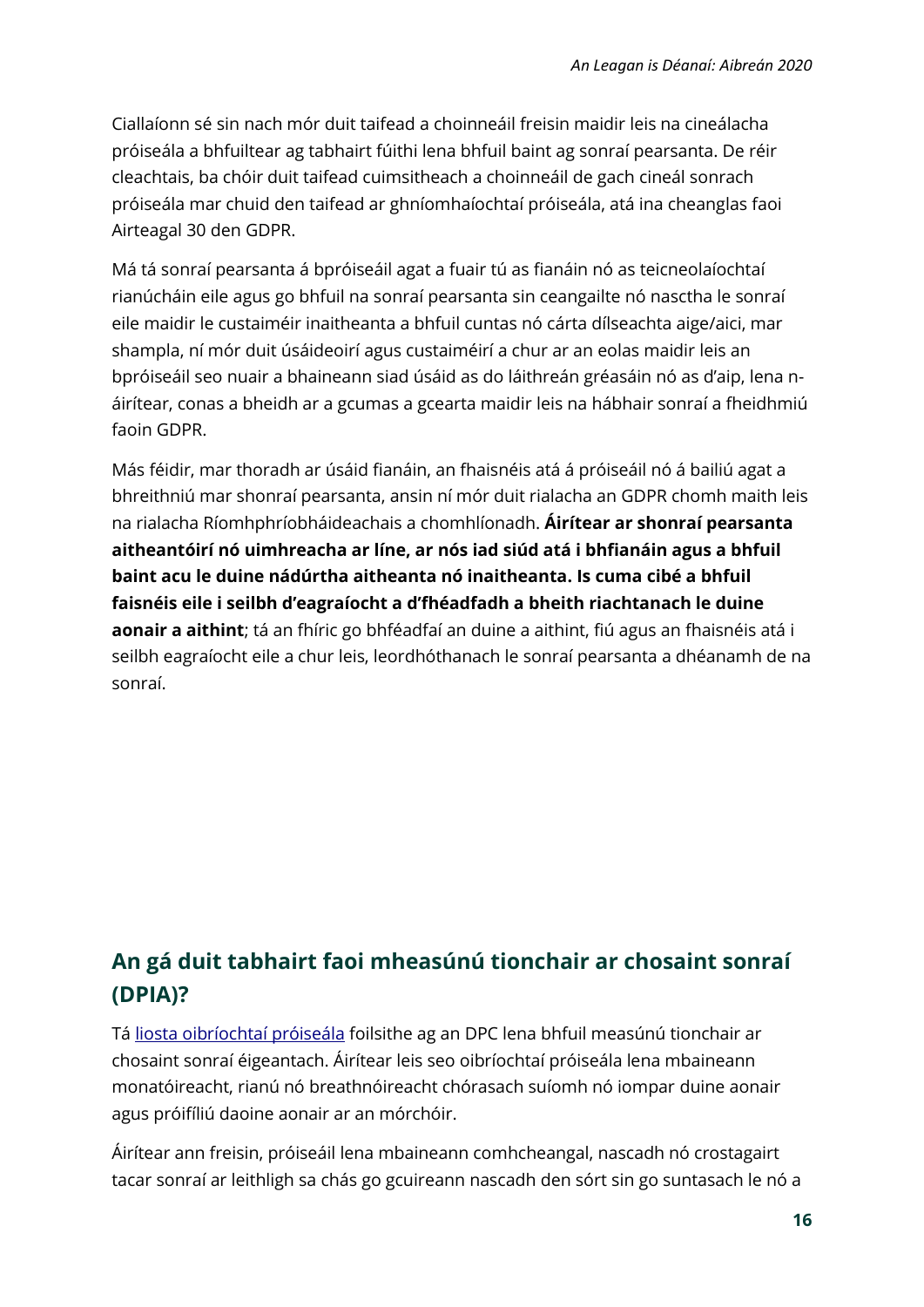Ciallaíonn sé sin nach mór duit taifead a choinneáil freisin maidir leis na cineálacha próiseála a bhfuiltear ag tabhairt fúithi lena bhfuil baint ag sonraí pearsanta. De réir cleachtais, ba chóir duit taifead cuimsitheach a choinneáil de gach cineál sonrach próiseála mar chuid den taifead ar ghníomhaíochtaí próiseála, atá ina cheanglas faoi Airteagal 30 den GDPR.

Má tá sonraí pearsanta á bpróiseáil agat a fuair tú as fianáin nó as teicneolaíochtaí rianúcháin eile agus go bhfuil na sonraí pearsanta sin ceangailte nó nasctha le sonraí eile maidir le custaiméir inaitheanta a bhfuil cuntas nó cárta dílseachta aige/aici, mar shampla, ní mór duit úsáideoirí agus custaiméirí a chur ar an eolas maidir leis an bpróiseáil seo nuair a bhaineann siad úsáid as do láithreán gréasáin nó as d'aip, lena n-áirítear, conas a bheidh ar a gcumas a gcearta maidir leis na hábhair sonraí a fheidhmiú faoin GDPR.

Más féidir, mar thoradh ar úsáid fianáin, an fhaisnéis atá á próiseáil nó á bailiú agat a bhreithniú mar shonraí pearsanta, ansin ní mór duit rialacha an GDPR chomh maith leis na rialacha Ríomhphríobháideachais a chomhlíonadh. **Áirítear ar shonraí pearsanta aitheantóirí nó uimhreacha ar líne, ar nós iad siúd atá i bhfianáin agus a bhfuil baint acu le duine nádúrtha aitheanta nó inaitheanta. Is cuma cibé a bhfuil faisnéis eile i seilbh d'eagraíocht a d'fhéadfadh a bheith riachtanach le duine aonair a aithint**; tá an fhíric go bhféadfaí an duine a aithint, fiú agus an fhaisnéis atá i seilbh eagraíocht eile a chur leis, leordhóthanach le sonraí pearsanta a dhéanamh de na sonraí.

## An gá duit tabhairt faoi mheasúnú tionchair ar chosaint sonraí (DPIA)?

Tá liosta oibríochtaí próiseála foilsithe ag an DPC lena bhfuil measúnú tionchair ar chosaint sonraí éigeantach. Áirítear leis seo oibríochtaí próiseála lena mbaineann monatóireacht, rianú nó breathnóireacht chórasach suíomh nó iompar duine aonair agus próifíliú daoine aonair ar an mórchóir.

Áirítear ann freisin, próiseáil lena mbaineann comhcheangal, nascadh nó crostagairt tacar sonraí ar leithligh sa chás go gcuireann nascadh den sórt sin go suntasach le nó a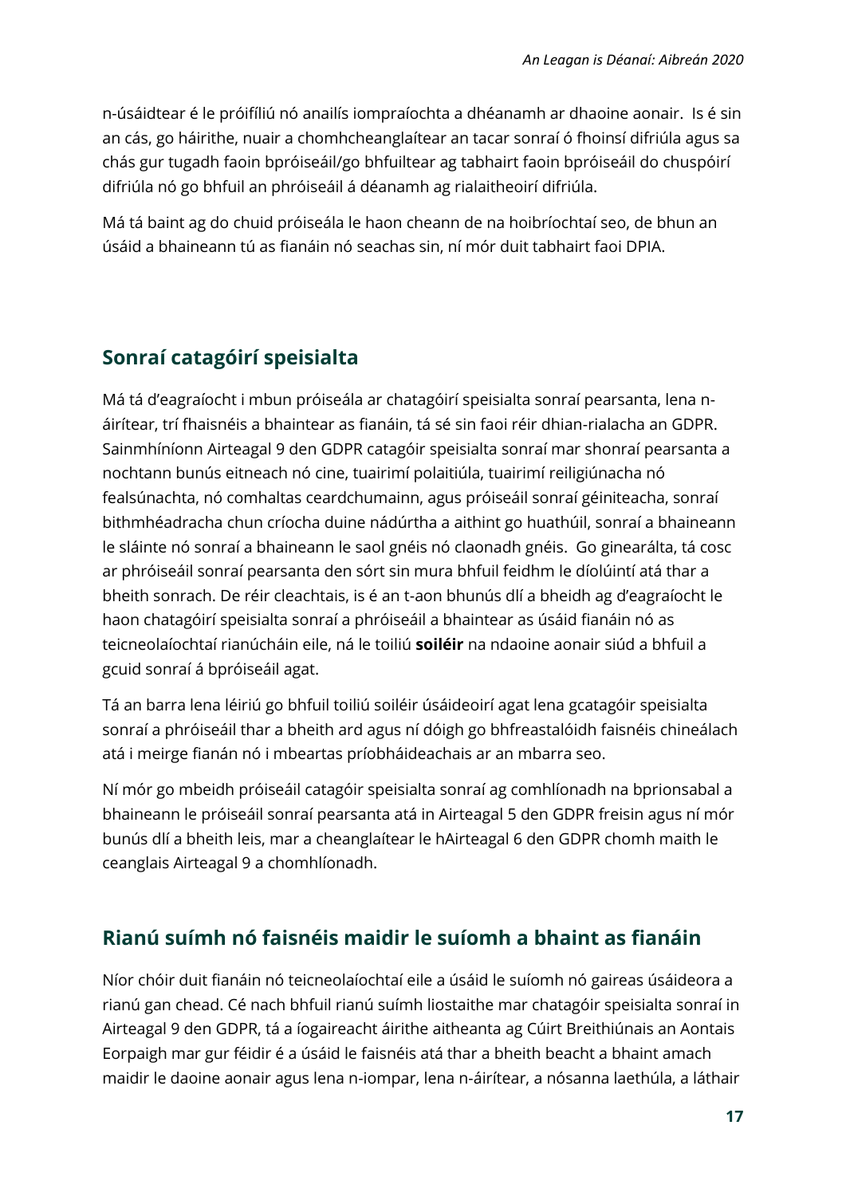n-úsáidtear é le próifíliú nó anailís iompraíochta a dhéanamh ar dhaoine aonair.  Is é sin an cás, go háirithe, nuair a chomhcheanglaítear an tacar sonraí ó fhoinsí difriúla agus sa chás gur tugadh faoin bpróiseáil/go bhfuiltear ag tabhairt faoin bpróiseáil do chuspóirí difriúla nó go bhfuil an phróiseáil á déanamh ag rialaitheoirí difriúla.

Má tá baint ag do chuid próiseála le haon cheann de na hoibríochtaí seo, de bhun an úsáid a bhaineann tú as fianáin nó seachas sin, ní mór duit tabhairt faoi DPIA.

## Sonraí catagóirí speisialta

Má tá d'eagraíocht i mbun próiseála ar chatagóirí speisialta sonraí pearsanta, lena n-áirítear, trí fhaisnéis a bhaintear as fianáin, tá sé sin faoi réir dhian-rialacha an GDPR. Sainmhíníonn Airteagal 9 den GDPR catagóir speisialta sonraí mar shonraí pearsanta a nochtann bunús eitneach nó cine, tuairimí polaitiúla, tuairimí reiligiúnacha nó fealsúnachta, nó comhaltas ceardchumainn, agus próiseáil sonraí géiniteacha, sonraí bithmhéadracha chun críocha duine nádúrtha a aithint go huathúil, sonraí a bhaineann le sláinte nó sonraí a bhaineann le saol gnéis nó claonadh gnéis.  Go ginearálta, tá cosc ar phróiseáil sonraí pearsanta den sórt sin mura bhfuil feidhm le díolúintí atá thar a bheith sonrach. De réir cleachtais, is é an t-aon bhunús dlí a bheidh ag d'eagraíocht le haon chatagóirí speisialta sonraí a phróiseáil a bhaintear as úsáid fianáin nó as teicneolaíochtaí rianúcháin eile, ná le toiliú **soiléir** na ndaoine aonair siúd a bhfuil a gcuid sonraí á bpróiseáil agat.

Tá an barra lena léiriú go bhfuil toiliú soiléir úsáideoirí agat lena gcatagóir speisialta sonraí a phróiseáil thar a bheith ard agus ní dóigh go bhfreastalóidh faisnéis chineálach atá i meirge fianán nó i mbeartas príobháideachais ar an mbarra seo.

Ní mór go mbeidh próiseáil catagóir speisialta sonraí ag comhlíonadh na bprionsabal a bhaineann le próiseáil sonraí pearsanta atá in Airteagal 5 den GDPR freisin agus ní mór bunús dlí a bheith leis, mar a cheanglaítear le hAirteagal 6 den GDPR chomh maith le ceanglais Airteagal 9 a chomhlíonadh.

## Rianú suímh nó faisnéis maidir le suíomh a bhaint as fianáin

Níor chóir duit fianáin nó teicneolaíochtaí eile a úsáid le suíomh nó gaireas úsáideora a rianú gan chead. Cé nach bhfuil rianú suímh liostaithe mar chatagóir speisialta sonraí in Airteagal 9 den GDPR, tá a íogaireacht áirithe aitheanta ag Cúirt Breithiúnais an Aontais Eorpaigh mar gur féidir é a úsáid le faisnéis atá thar a bheith beacht a bhaint amach maidir le daoine aonair agus lena n-iompar, lena n-áirítear, a nósanna laethúla, a láthair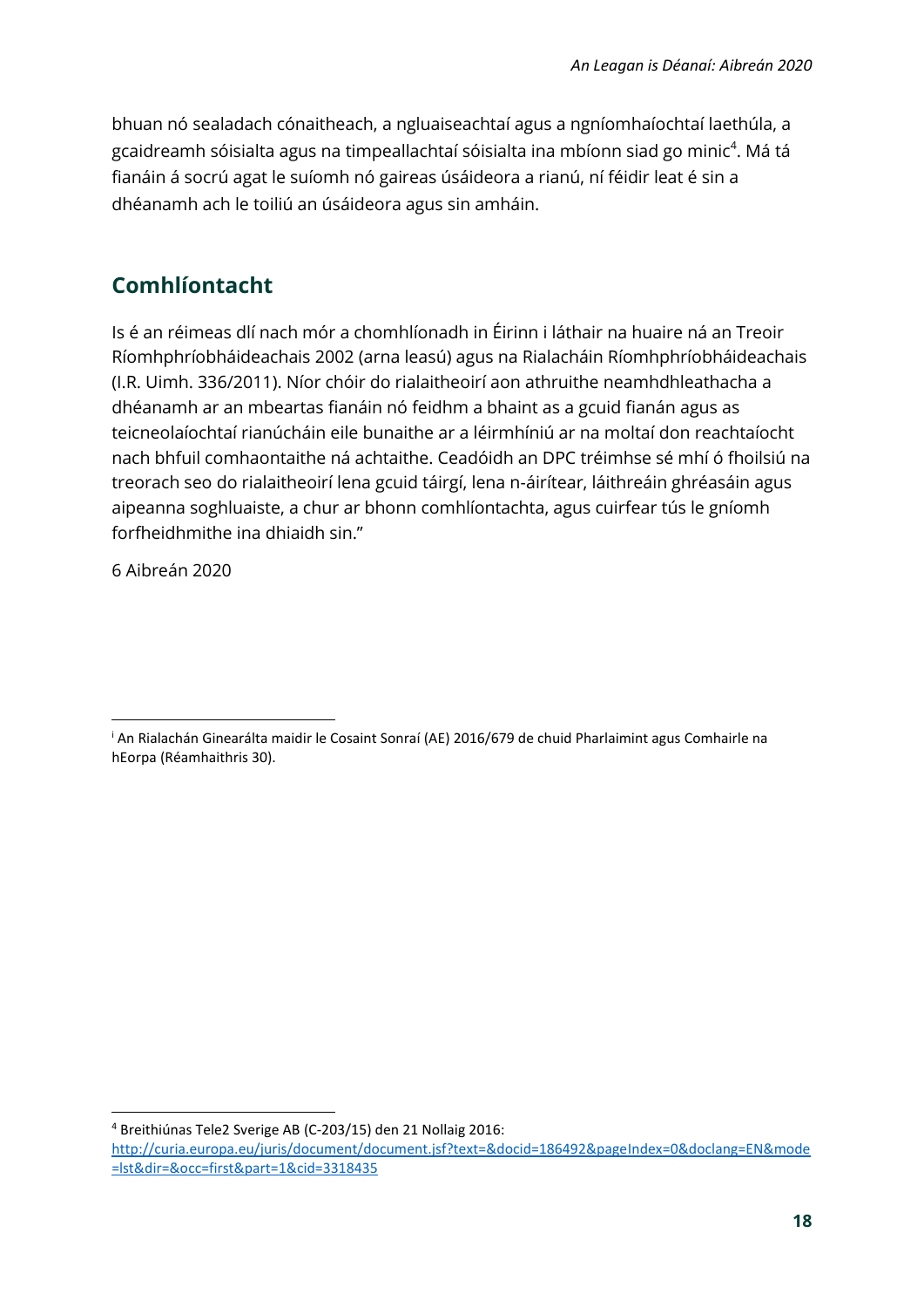bhuan nó sealadach cónaitheach, a ngluaiseachtaí agus a ngníomhaíochtaí laethúla, a gcaidreamh sóisialta agus na timpeallachtaí sóisialta ina mbíonn siad go minic[4]. Má tá fianáin á socrú agat le suíomh nó gaireas úsáideora a rianú, ní féidir leat é sin a dhéanamh ach le toiliú an úsáideora agus sin amháin.

## Comhlíontacht

Is é an réimeas dlí nach mór a chomhlíonadh in Éirinn i láthair na huaire ná an Treoir Ríomhphríobháideachais 2002 (arna leasú) agus na Rialacháin Ríomhphríobháideachais (I.R. Uimh. 336/2011). Níor chóir do rialaitheoirí aon athruithe neamhdhleathacha a dhéanamh ar an mbeartas fianáin nó feidhm a bhaint as a gcuid fianán agus as teicneolaíochtaí rianúcháin eile bunaithe ar a léirmhíniú ar na moltaí don reachtaíocht nach bhfuil comhaontaithe ná achtaithe. Ceadóidh an DPC tréimhse sé mhí ó fhoilsiú na treorach seo do rialaitheoirí lena gcuid táirgí, lena n-áirítear, láithreáin ghréasáin agus aipeanna soghluaiste, a chur ar bhonn comhlíontachta, agus cuirfear tús le gníomh forfheidhmithe ina dhiaidh sin."

6 Aibreán 2020

---

[i] An Rialachán Ginearálta maidir le Cosaint Sonraí (AE) 2016/679 de chuid Pharlaimint agus Comhairle na hEorpa (Réamhaithris 30).

---

[4] Breithiúnas Tele2 Sverige AB (C-203/15) den 21 Nollaig 2016: http://curia.europa.eu/juris/document/document.jsf?text=&docid=186492&pageIndex=0&doclang=EN&mode=lst&dir=&occ=first&part=1&cid=3318435